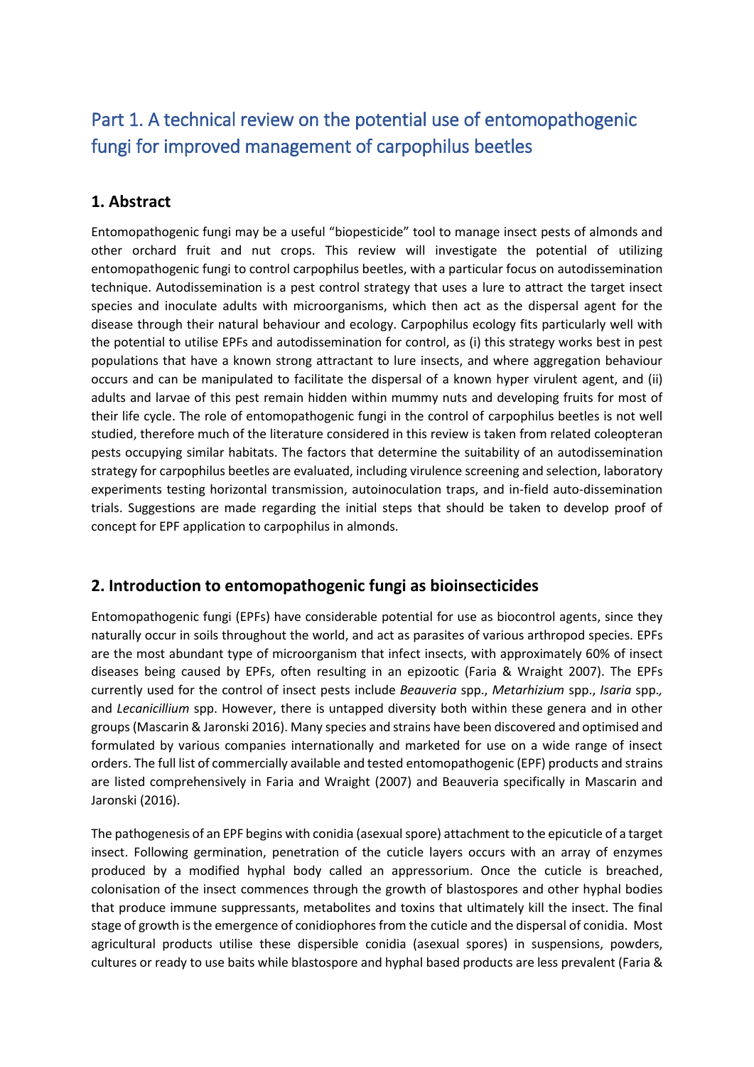# Part 1. A technical review on the potential use of entomopathogenic fungi for improved management of carpophilus beetles

## 1. Abstract

Entomopathogenic fungi may be a useful "biopesticide" tool to manage insect pests of almonds and other orchard fruit and nut crops. This review will investigate the potential of utilizing entomopathogenic fungi to control carpophilus beetles, with a particular focus on autodissemination technique. Autodissemination is a pest control strategy that uses a lure to attract the target insect species and inoculate adults with microorganisms, which then act as the dispersal agent for the disease through their natural behaviour and ecology. Carpophilus ecology fits particularly well with the potential to utilise EPFs and autodissemination for control, as (i) this strategy works best in pest populations that have a known strong attractant to lure insects, and where aggregation behaviour occurs and can be manipulated to facilitate the dispersal of a known hyper virulent agent, and (ii) adults and larvae of this pest remain hidden within mummy nuts and developing fruits for most of their life cycle. The role of entomopathogenic fungi in the control of carpophilus beetles is not well studied, therefore much of the literature considered in this review is taken from related coleopteran pests occupying similar habitats. The factors that determine the suitability of an autodissemination strategy for carpophilus beetles are evaluated, including virulence screening and selection, laboratory experiments testing horizontal transmission, autoinoculation traps, and in-field auto-dissemination trials. Suggestions are made regarding the initial steps that should be taken to develop proof of concept for EPF application to carpophilus in almonds.

## 2. Introduction to entomopathogenic fungi as bioinsecticides

Entomopathogenic fungi (EPFs) have considerable potential for use as biocontrol agents, since they naturally occur in soils throughout the world, and act as parasites of various arthropod species. EPFs are the most abundant type of microorganism that infect insects, with approximately 60% of insect diseases being caused by EPFs, often resulting in an epizootic (Faria & Wraight 2007). The EPFs currently used for the control of insect pests include *Beauveria* spp., *Metarhizium* spp., *Isaria* spp., and *Lecanicillium* spp. However, there is untapped diversity both within these genera and in other groups (Mascarin & Jaronski 2016). Many species and strains have been discovered and optimised and formulated by various companies internationally and marketed for use on a wide range of insect orders. The full list of commercially available and tested entomopathogenic (EPF) products and strains are listed comprehensively in Faria and Wraight (2007) and Beauveria specifically in Mascarin and Jaronski (2016).

The pathogenesis of an EPF begins with conidia (asexual spore) attachment to the epicuticle of a target insect. Following germination, penetration of the cuticle layers occurs with an array of enzymes produced by a modified hyphal body called an appressorium. Once the cuticle is breached, colonisation of the insect commences through the growth of blastospores and other hyphal bodies that produce immune suppressants, metabolites and toxins that ultimately kill the insect. The final stage of growth is the emergence of conidiophores from the cuticle and the dispersal of conidia. Most agricultural products utilise these dispersible conidia (asexual spores) in suspensions, powders, cultures or ready to use baits while blastospore and hyphal based products are less prevalent (Faria &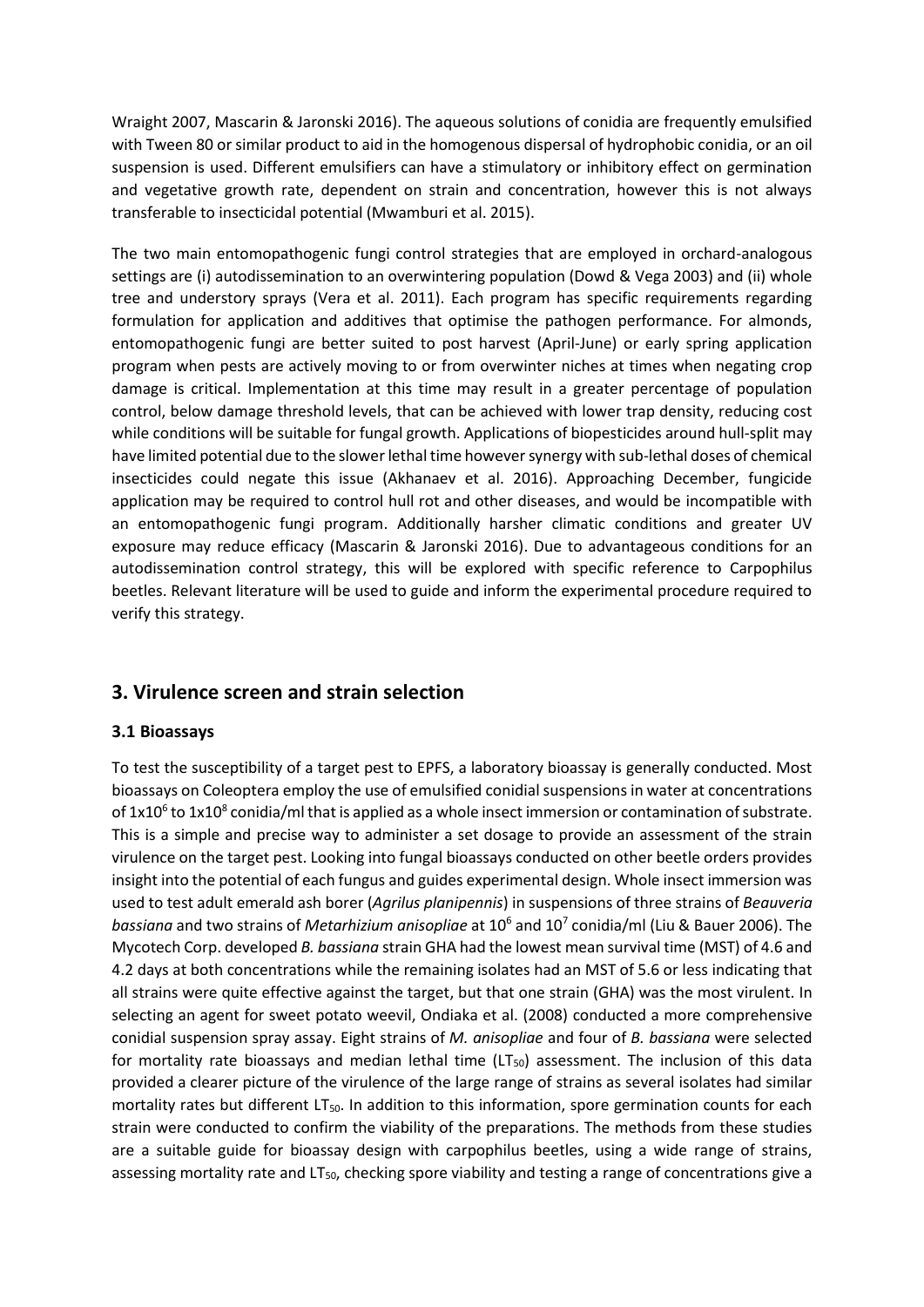Wraight 2007, Mascarin & Jaronski 2016). The aqueous solutions of conidia are frequently emulsified with Tween 80 or similar product to aid in the homogenous dispersal of hydrophobic conidia, or an oil suspension is used. Different emulsifiers can have a stimulatory or inhibitory effect on germination and vegetative growth rate, dependent on strain and concentration, however this is not always transferable to insecticidal potential (Mwamburi et al. 2015).

The two main entomopathogenic fungi control strategies that are employed in orchard-analogous settings are (i) autodissemination to an overwintering population (Dowd & Vega 2003) and (ii) whole tree and understory sprays (Vera et al. 2011). Each program has specific requirements regarding formulation for application and additives that optimise the pathogen performance. For almonds, entomopathogenic fungi are better suited to post harvest (April-June) or early spring application program when pests are actively moving to or from overwinter niches at times when negating crop damage is critical. Implementation at this time may result in a greater percentage of population control, below damage threshold levels, that can be achieved with lower trap density, reducing cost while conditions will be suitable for fungal growth. Applications of biopesticides around hull-split may have limited potential due to the slower lethal time however synergy with sub-lethal doses of chemical insecticides could negate this issue (Akhanaev et al. 2016). Approaching December, fungicide application may be required to control hull rot and other diseases, and would be incompatible with an entomopathogenic fungi program. Additionally harsher climatic conditions and greater UV exposure may reduce efficacy (Mascarin & Jaronski 2016). Due to advantageous conditions for an autodissemination control strategy, this will be explored with specific reference to Carpophilus beetles. Relevant literature will be used to guide and inform the experimental procedure required to verify this strategy.

## 3. Virulence screen and strain selection

### 3.1 Bioassays

To test the susceptibility of a target pest to EPFS, a laboratory bioassay is generally conducted. Most bioassays on Coleoptera employ the use of emulsified conidial suspensions in water at concentrations of $1x10^6$ to $1x10^8$ conidia/ml that is applied as a whole insect immersion or contamination of substrate. This is a simple and precise way to administer a set dosage to provide an assessment of the strain virulence on the target pest. Looking into fungal bioassays conducted on other beetle orders provides insight into the potential of each fungus and guides experimental design. Whole insect immersion was used to test adult emerald ash borer (*Agrilus planipennis*) in suspensions of three strains of *Beauveria bassiana* and two strains of *Metarhizium anisopliae* at $10^6$ and $10^7$ conidia/ml (Liu & Bauer 2006). The Mycotech Corp. developed *B. bassiana* strain GHA had the lowest mean survival time (MST) of 4.6 and 4.2 days at both concentrations while the remaining isolates had an MST of 5.6 or less indicating that all strains were quite effective against the target, but that one strain (GHA) was the most virulent. In selecting an agent for sweet potato weevil, Ondiaka et al. (2008) conducted a more comprehensive conidial suspension spray assay. Eight strains of *M. anisopliae* and four of *B. bassiana* were selected for mortality rate bioassays and median lethal time ($LT_{50}$) assessment. The inclusion of this data provided a clearer picture of the virulence of the large range of strains as several isolates had similar mortality rates but different $LT_{50}$. In addition to this information, spore germination counts for each strain were conducted to confirm the viability of the preparations. The methods from these studies are a suitable guide for bioassay design with carpophilus beetles, using a wide range of strains, assessing mortality rate and $LT_{50}$, checking spore viability and testing a range of concentrations give a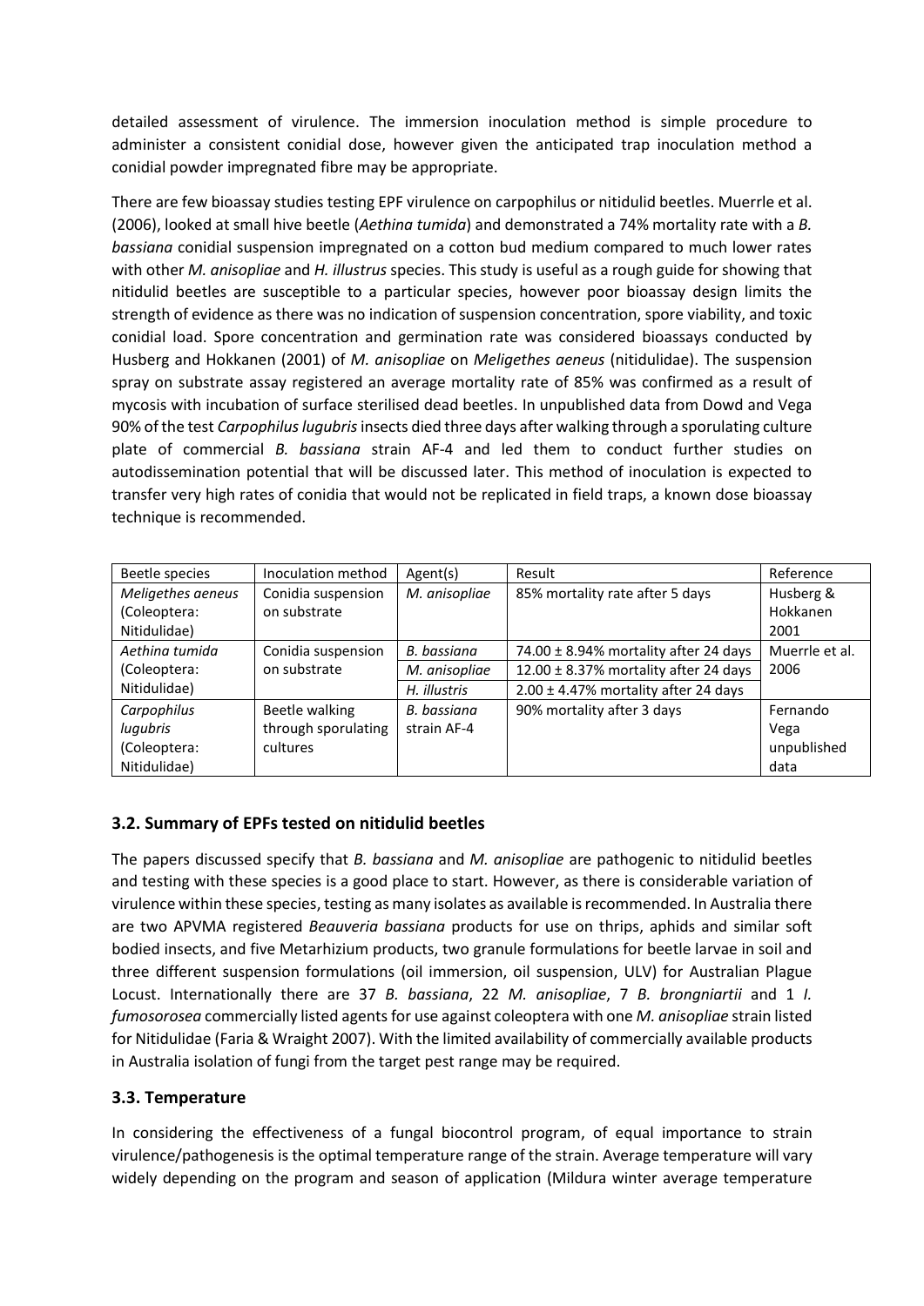detailed assessment of virulence. The immersion inoculation method is simple procedure to administer a consistent conidial dose, however given the anticipated trap inoculation method a conidial powder impregnated fibre may be appropriate.

There are few bioassay studies testing EPF virulence on carpophilus or nitidulid beetles. Muerrle et al. (2006), looked at small hive beetle (*Aethina tumida*) and demonstrated a 74% mortality rate with a *B. bassiana* conidial suspension impregnated on a cotton bud medium compared to much lower rates with other *M. anisopliae* and *H. illustrus* species. This study is useful as a rough guide for showing that nitidulid beetles are susceptible to a particular species, however poor bioassay design limits the strength of evidence as there was no indication of suspension concentration, spore viability, and toxic conidial load. Spore concentration and germination rate was considered bioassays conducted by Husberg and Hokkanen (2001) of *M. anisopliae* on *Meligethes aeneus* (nitidulidae). The suspension spray on substrate assay registered an average mortality rate of 85% was confirmed as a result of mycosis with incubation of surface sterilised dead beetles. In unpublished data from Dowd and Vega 90% of the test *Carpophilus lugubris* insects died three days after walking through a sporulating culture plate of commercial *B. bassiana* strain AF-4 and led them to conduct further studies on autodissemination potential that will be discussed later. This method of inoculation is expected to transfer very high rates of conidia that would not be replicated in field traps, a known dose bioassay technique is recommended.

| Beetle species | Inoculation method | Agent(s) | Result | Reference |
|---|---|---|---|---|
| *Meligethes aeneus* (Coleoptera: Nitidulidae) | Conidia suspension on substrate | *M. anisopliae* | 85% mortality rate after 5 days | Husberg & Hokkanen 2001 |
| *Aethina tumida* (Coleoptera: Nitidulidae) | Conidia suspension on substrate | *B. bassiana* | 74.00 ± 8.94% mortality after 24 days | Muerrle et al. 2006 |
| | | *M. anisopliae* | 12.00 ± 8.37% mortality after 24 days | |
| | | *H. illustris* | 2.00 ± 4.47% mortality after 24 days | |
| *Carpophilus lugubris* (Coleoptera: Nitidulidae) | Beetle walking through sporulating cultures | *B. bassiana* strain AF-4 | 90% mortality after 3 days | Fernando Vega unpublished data |

### 3.2. Summary of EPFs tested on nitidulid beetles

The papers discussed specify that *B. bassiana* and *M. anisopliae* are pathogenic to nitidulid beetles and testing with these species is a good place to start. However, as there is considerable variation of virulence within these species, testing as many isolates as available is recommended. In Australia there are two APVMA registered *Beauveria bassiana* products for use on thrips, aphids and similar soft bodied insects, and five Metarhizium products, two granule formulations for beetle larvae in soil and three different suspension formulations (oil immersion, oil suspension, ULV) for Australian Plague Locust. Internationally there are 37 *B. bassiana*, 22 *M. anisopliae*, 7 *B. brongniartii* and 1 *I. fumosorosea* commercially listed agents for use against coleoptera with one *M. anisopliae* strain listed for Nitidulidae (Faria & Wraight 2007). With the limited availability of commercially available products in Australia isolation of fungi from the target pest range may be required.

### 3.3. Temperature

In considering the effectiveness of a fungal biocontrol program, of equal importance to strain virulence/pathogenesis is the optimal temperature range of the strain. Average temperature will vary widely depending on the program and season of application (Mildura winter average temperature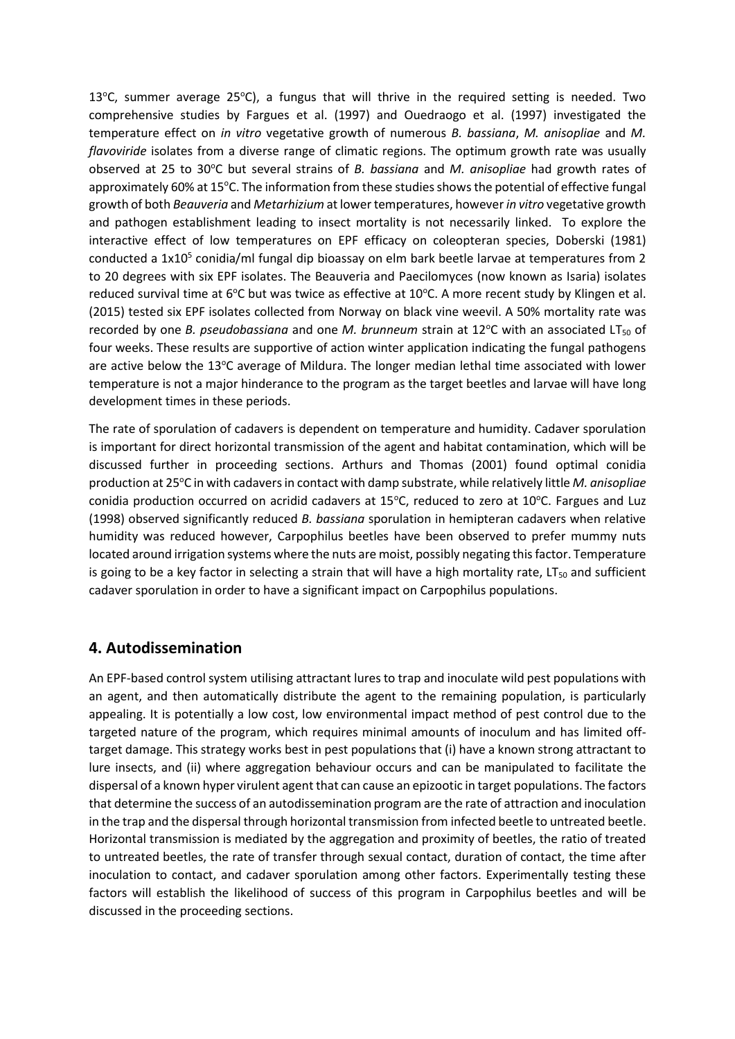13°C, summer average 25°C), a fungus that will thrive in the required setting is needed. Two comprehensive studies by Fargues et al. (1997) and Ouedraogo et al. (1997) investigated the temperature effect on *in vitro* vegetative growth of numerous *B. bassiana*, *M. anisopliae* and *M. flavoviride* isolates from a diverse range of climatic regions. The optimum growth rate was usually observed at 25 to 30°C but several strains of *B. bassiana* and *M. anisopliae* had growth rates of approximately 60% at 15°C. The information from these studies shows the potential of effective fungal growth of both *Beauveria* and *Metarhizium* at lower temperatures, however *in vitro* vegetative growth and pathogen establishment leading to insect mortality is not necessarily linked. To explore the interactive effect of low temperatures on EPF efficacy on coleopteran species, Doberski (1981) conducted a $1 \times 10^5$ conidia/ml fungal dip bioassay on elm bark beetle larvae at temperatures from 2 to 20 degrees with six EPF isolates. The Beauveria and Paecilomyces (now known as Isaria) isolates reduced survival time at 6°C but was twice as effective at 10°C. A more recent study by Klingen et al. (2015) tested six EPF isolates collected from Norway on black vine weevil. A 50% mortality rate was recorded by one *B. pseudobassiana* and one *M. brunneum* strain at 12°C with an associated $LT_{50}$ of four weeks. These results are supportive of action winter application indicating the fungal pathogens are active below the 13°C average of Mildura. The longer median lethal time associated with lower temperature is not a major hinderance to the program as the target beetles and larvae will have long development times in these periods.

The rate of sporulation of cadavers is dependent on temperature and humidity. Cadaver sporulation is important for direct horizontal transmission of the agent and habitat contamination, which will be discussed further in proceeding sections. Arthurs and Thomas (2001) found optimal conidia production at 25°C in with cadavers in contact with damp substrate, while relatively little *M. anisopliae* conidia production occurred on acridid cadavers at 15°C, reduced to zero at 10°C. Fargues and Luz (1998) observed significantly reduced *B. bassiana* sporulation in hemipteran cadavers when relative humidity was reduced however, Carpophilus beetles have been observed to prefer mummy nuts located around irrigation systems where the nuts are moist, possibly negating this factor. Temperature is going to be a key factor in selecting a strain that will have a high mortality rate, $LT_{50}$ and sufficient cadaver sporulation in order to have a significant impact on Carpophilus populations.

## 4. Autodissemination

An EPF-based control system utilising attractant lures to trap and inoculate wild pest populations with an agent, and then automatically distribute the agent to the remaining population, is particularly appealing. It is potentially a low cost, low environmental impact method of pest control due to the targeted nature of the program, which requires minimal amounts of inoculum and has limited off-target damage. This strategy works best in pest populations that (i) have a known strong attractant to lure insects, and (ii) where aggregation behaviour occurs and can be manipulated to facilitate the dispersal of a known hyper virulent agent that can cause an epizootic in target populations. The factors that determine the success of an autodissemination program are the rate of attraction and inoculation in the trap and the dispersal through horizontal transmission from infected beetle to untreated beetle. Horizontal transmission is mediated by the aggregation and proximity of beetles, the ratio of treated to untreated beetles, the rate of transfer through sexual contact, duration of contact, the time after inoculation to contact, and cadaver sporulation among other factors. Experimentally testing these factors will establish the likelihood of success of this program in Carpophilus beetles and will be discussed in the proceeding sections.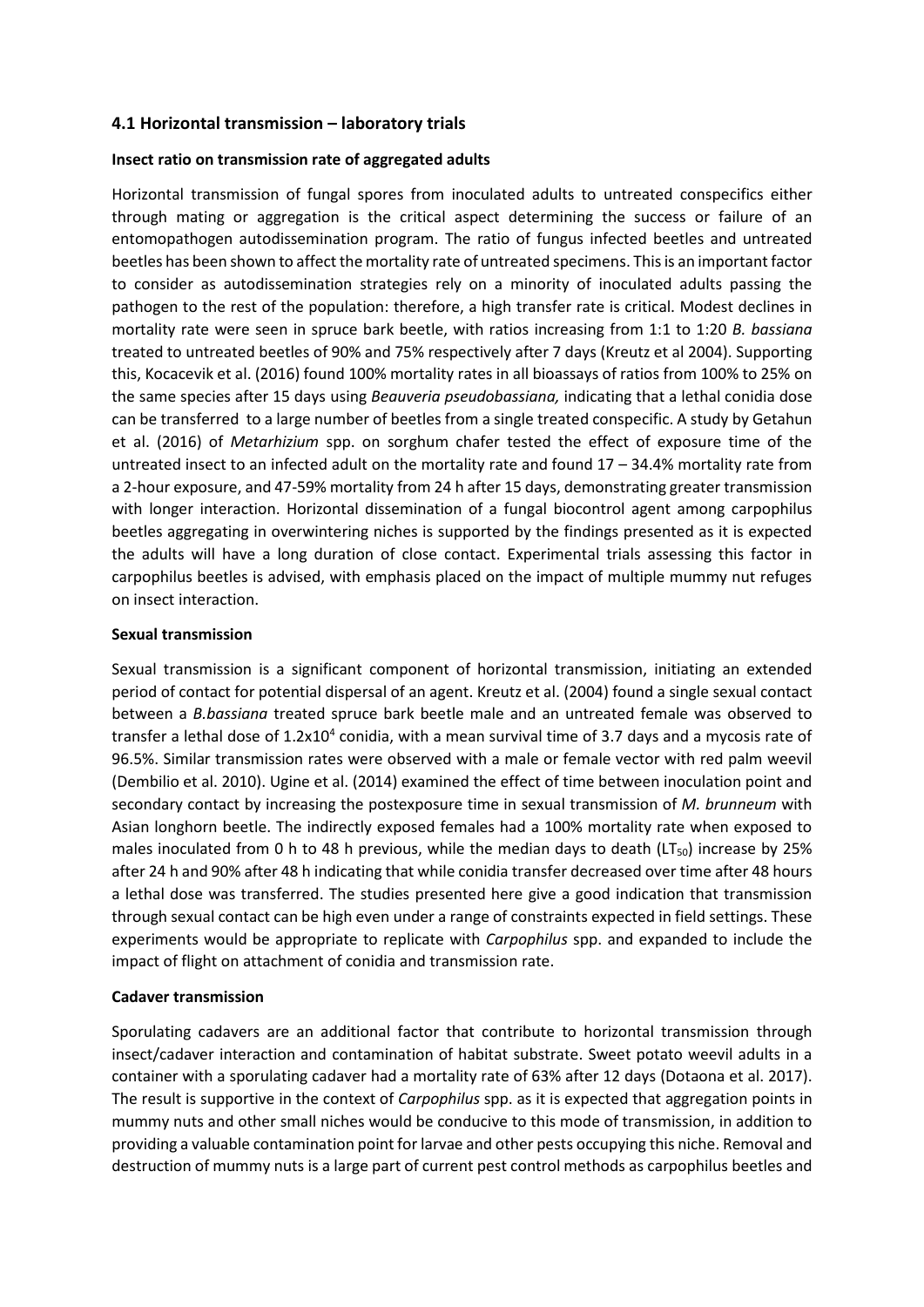### 4.1 Horizontal transmission – laboratory trials

**Insect ratio on transmission rate of aggregated adults**

Horizontal transmission of fungal spores from inoculated adults to untreated conspecifics either through mating or aggregation is the critical aspect determining the success or failure of an entomopathogen autodissemination program. The ratio of fungus infected beetles and untreated beetles has been shown to affect the mortality rate of untreated specimens. This is an important factor to consider as autodissemination strategies rely on a minority of inoculated adults passing the pathogen to the rest of the population: therefore, a high transfer rate is critical. Modest declines in mortality rate were seen in spruce bark beetle, with ratios increasing from 1:1 to 1:20 *B. bassiana* treated to untreated beetles of 90% and 75% respectively after 7 days (Kreutz et al 2004). Supporting this, Kocacevik et al. (2016) found 100% mortality rates in all bioassays of ratios from 100% to 25% on the same species after 15 days using *Beauveria pseudobassiana,* indicating that a lethal conidia dose can be transferred to a large number of beetles from a single treated conspecific. A study by Getahun et al. (2016) of *Metarhizium* spp. on sorghum chafer tested the effect of exposure time of the untreated insect to an infected adult on the mortality rate and found 17 – 34.4% mortality rate from a 2-hour exposure, and 47-59% mortality from 24 h after 15 days, demonstrating greater transmission with longer interaction. Horizontal dissemination of a fungal biocontrol agent among carpophilus beetles aggregating in overwintering niches is supported by the findings presented as it is expected the adults will have a long duration of close contact. Experimental trials assessing this factor in carpophilus beetles is advised, with emphasis placed on the impact of multiple mummy nut refuges on insect interaction.

**Sexual transmission**

Sexual transmission is a significant component of horizontal transmission, initiating an extended period of contact for potential dispersal of an agent. Kreutz et al. (2004) found a single sexual contact between a *B.bassiana* treated spruce bark beetle male and an untreated female was observed to transfer a lethal dose of $1.2x10^4$ conidia, with a mean survival time of 3.7 days and a mycosis rate of 96.5%. Similar transmission rates were observed with a male or female vector with red palm weevil (Dembilio et al. 2010). Ugine et al. (2014) examined the effect of time between inoculation point and secondary contact by increasing the postexposure time in sexual transmission of *M. brunneum* with Asian longhorn beetle. The indirectly exposed females had a 100% mortality rate when exposed to males inoculated from 0 h to 48 h previous, while the median days to death ($LT_{50}$) increase by 25% after 24 h and 90% after 48 h indicating that while conidia transfer decreased over time after 48 hours a lethal dose was transferred. The studies presented here give a good indication that transmission through sexual contact can be high even under a range of constraints expected in field settings. These experiments would be appropriate to replicate with *Carpophilus* spp. and expanded to include the impact of flight on attachment of conidia and transmission rate.

**Cadaver transmission**

Sporulating cadavers are an additional factor that contribute to horizontal transmission through insect/cadaver interaction and contamination of habitat substrate. Sweet potato weevil adults in a container with a sporulating cadaver had a mortality rate of 63% after 12 days (Dotaona et al. 2017). The result is supportive in the context of *Carpophilus* spp. as it is expected that aggregation points in mummy nuts and other small niches would be conducive to this mode of transmission, in addition to providing a valuable contamination point for larvae and other pests occupying this niche. Removal and destruction of mummy nuts is a large part of current pest control methods as carpophilus beetles and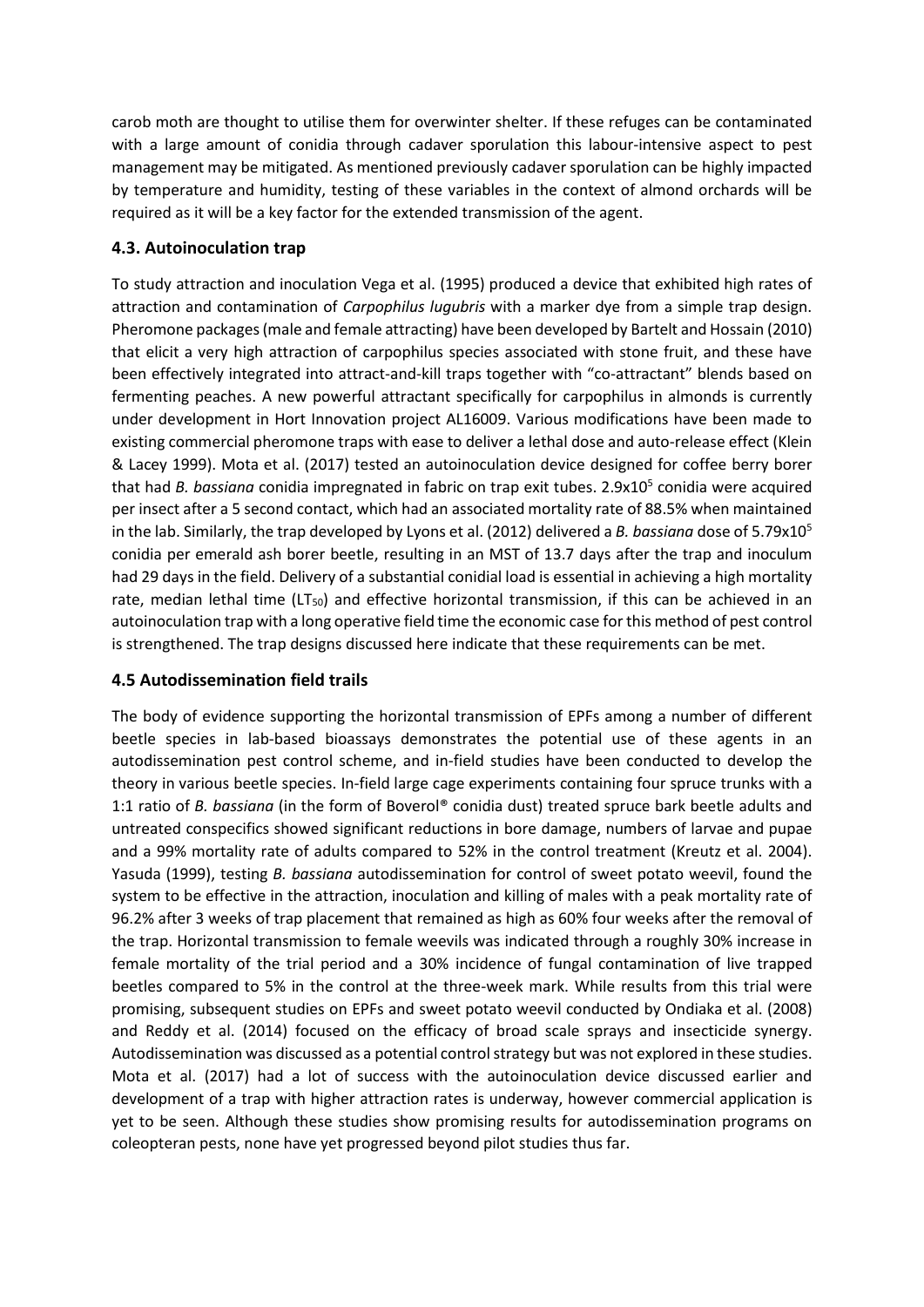carob moth are thought to utilise them for overwinter shelter. If these refuges can be contaminated with a large amount of conidia through cadaver sporulation this labour-intensive aspect to pest management may be mitigated. As mentioned previously cadaver sporulation can be highly impacted by temperature and humidity, testing of these variables in the context of almond orchards will be required as it will be a key factor for the extended transmission of the agent.

### 4.3. Autoinoculation trap

To study attraction and inoculation Vega et al. (1995) produced a device that exhibited high rates of attraction and contamination of *Carpophilus lugubris* with a marker dye from a simple trap design. Pheromone packages (male and female attracting) have been developed by Bartelt and Hossain (2010) that elicit a very high attraction of carpophilus species associated with stone fruit, and these have been effectively integrated into attract-and-kill traps together with "co-attractant" blends based on fermenting peaches. A new powerful attractant specifically for carpophilus in almonds is currently under development in Hort Innovation project AL16009. Various modifications have been made to existing commercial pheromone traps with ease to deliver a lethal dose and auto-release effect (Klein & Lacey 1999). Mota et al. (2017) tested an autoinoculation device designed for coffee berry borer that had *B. bassiana* conidia impregnated in fabric on trap exit tubes. $2.9 \times 10^5$ conidia were acquired per insect after a 5 second contact, which had an associated mortality rate of 88.5% when maintained in the lab. Similarly, the trap developed by Lyons et al. (2012) delivered a *B. bassiana* dose of $5.79 \times 10^5$ conidia per emerald ash borer beetle, resulting in an MST of 13.7 days after the trap and inoculum had 29 days in the field. Delivery of a substantial conidial load is essential in achieving a high mortality rate, median lethal time ($LT_{50}$) and effective horizontal transmission, if this can be achieved in an autoinoculation trap with a long operative field time the economic case for this method of pest control is strengthened. The trap designs discussed here indicate that these requirements can be met.

### 4.5 Autodissemination field trails

The body of evidence supporting the horizontal transmission of EPFs among a number of different beetle species in lab-based bioassays demonstrates the potential use of these agents in an autodissemination pest control scheme, and in-field studies have been conducted to develop the theory in various beetle species. In-field large cage experiments containing four spruce trunks with a 1:1 ratio of *B. bassiana* (in the form of Boverol® conidia dust) treated spruce bark beetle adults and untreated conspecifics showed significant reductions in bore damage, numbers of larvae and pupae and a 99% mortality rate of adults compared to 52% in the control treatment (Kreutz et al. 2004). Yasuda (1999), testing *B. bassiana* autodissemination for control of sweet potato weevil, found the system to be effective in the attraction, inoculation and killing of males with a peak mortality rate of 96.2% after 3 weeks of trap placement that remained as high as 60% four weeks after the removal of the trap. Horizontal transmission to female weevils was indicated through a roughly 30% increase in female mortality of the trial period and a 30% incidence of fungal contamination of live trapped beetles compared to 5% in the control at the three-week mark. While results from this trial were promising, subsequent studies on EPFs and sweet potato weevil conducted by Ondiaka et al. (2008) and Reddy et al. (2014) focused on the efficacy of broad scale sprays and insecticide synergy. Autodissemination was discussed as a potential control strategy but was not explored in these studies. Mota et al. (2017) had a lot of success with the autoinoculation device discussed earlier and development of a trap with higher attraction rates is underway, however commercial application is yet to be seen. Although these studies show promising results for autodissemination programs on coleopteran pests, none have yet progressed beyond pilot studies thus far.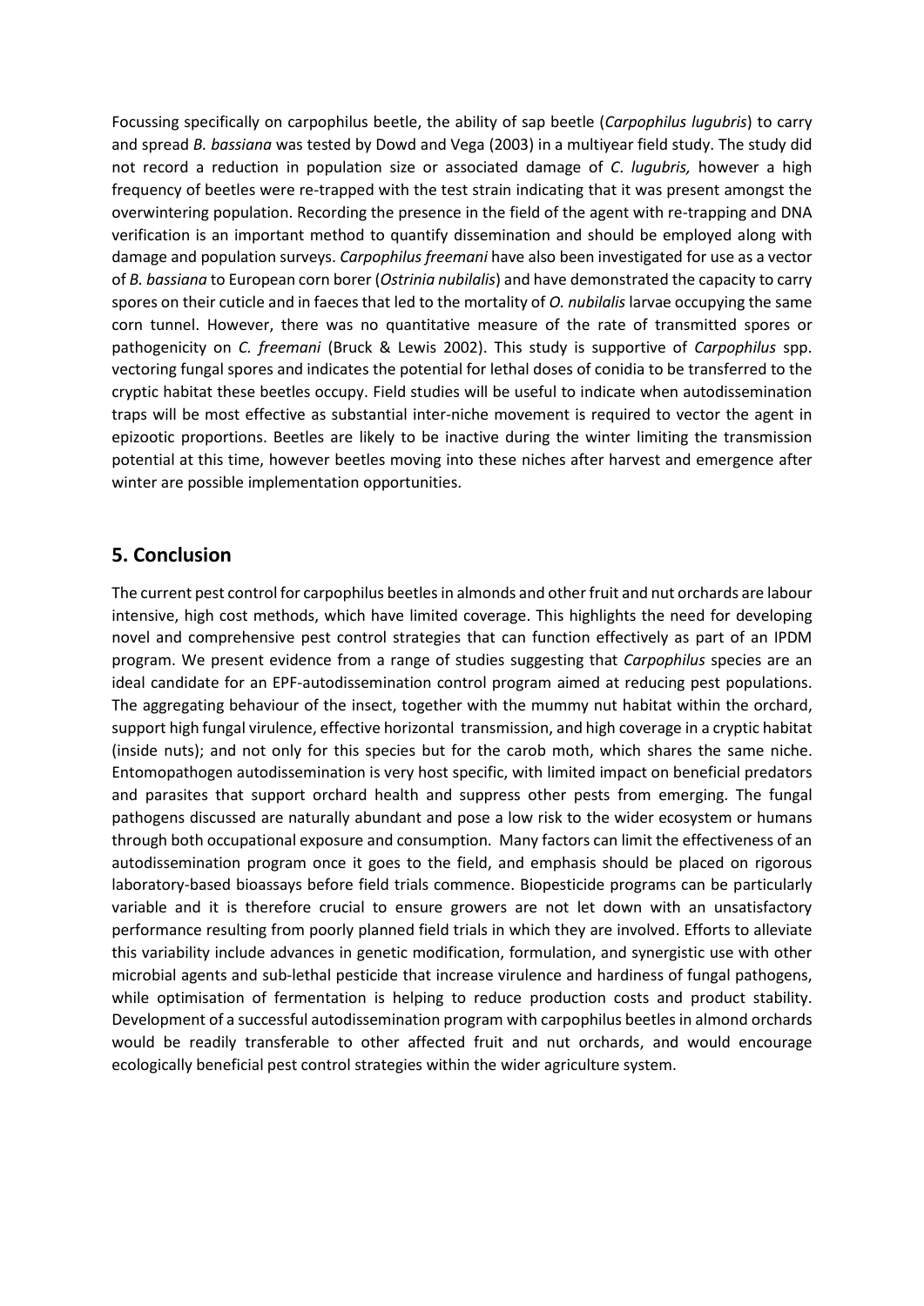Focussing specifically on carpophilus beetle, the ability of sap beetle (*Carpophilus lugubris*) to carry and spread *B. bassiana* was tested by Dowd and Vega (2003) in a multiyear field study. The study did not record a reduction in population size or associated damage of *C. lugubris,* however a high frequency of beetles were re-trapped with the test strain indicating that it was present amongst the overwintering population. Recording the presence in the field of the agent with re-trapping and DNA verification is an important method to quantify dissemination and should be employed along with damage and population surveys. *Carpophilus freemani* have also been investigated for use as a vector of *B. bassiana* to European corn borer (*Ostrinia nubilalis*) and have demonstrated the capacity to carry spores on their cuticle and in faeces that led to the mortality of *O. nubilalis* larvae occupying the same corn tunnel. However, there was no quantitative measure of the rate of transmitted spores or pathogenicity on *C. freemani* (Bruck & Lewis 2002). This study is supportive of *Carpophilus* spp. vectoring fungal spores and indicates the potential for lethal doses of conidia to be transferred to the cryptic habitat these beetles occupy. Field studies will be useful to indicate when autodissemination traps will be most effective as substantial inter-niche movement is required to vector the agent in epizootic proportions. Beetles are likely to be inactive during the winter limiting the transmission potential at this time, however beetles moving into these niches after harvest and emergence after winter are possible implementation opportunities.

## 5. Conclusion

The current pest control for carpophilus beetles in almonds and other fruit and nut orchards are labour intensive, high cost methods, which have limited coverage. This highlights the need for developing novel and comprehensive pest control strategies that can function effectively as part of an IPDM program. We present evidence from a range of studies suggesting that *Carpophilus* species are an ideal candidate for an EPF-autodissemination control program aimed at reducing pest populations. The aggregating behaviour of the insect, together with the mummy nut habitat within the orchard, support high fungal virulence, effective horizontal transmission, and high coverage in a cryptic habitat (inside nuts); and not only for this species but for the carob moth, which shares the same niche. Entomopathogen autodissemination is very host specific, with limited impact on beneficial predators and parasites that support orchard health and suppress other pests from emerging. The fungal pathogens discussed are naturally abundant and pose a low risk to the wider ecosystem or humans through both occupational exposure and consumption. Many factors can limit the effectiveness of an autodissemination program once it goes to the field, and emphasis should be placed on rigorous laboratory-based bioassays before field trials commence. Biopesticide programs can be particularly variable and it is therefore crucial to ensure growers are not let down with an unsatisfactory performance resulting from poorly planned field trials in which they are involved. Efforts to alleviate this variability include advances in genetic modification, formulation, and synergistic use with other microbial agents and sub-lethal pesticide that increase virulence and hardiness of fungal pathogens, while optimisation of fermentation is helping to reduce production costs and product stability. Development of a successful autodissemination program with carpophilus beetles in almond orchards would be readily transferable to other affected fruit and nut orchards, and would encourage ecologically beneficial pest control strategies within the wider agriculture system.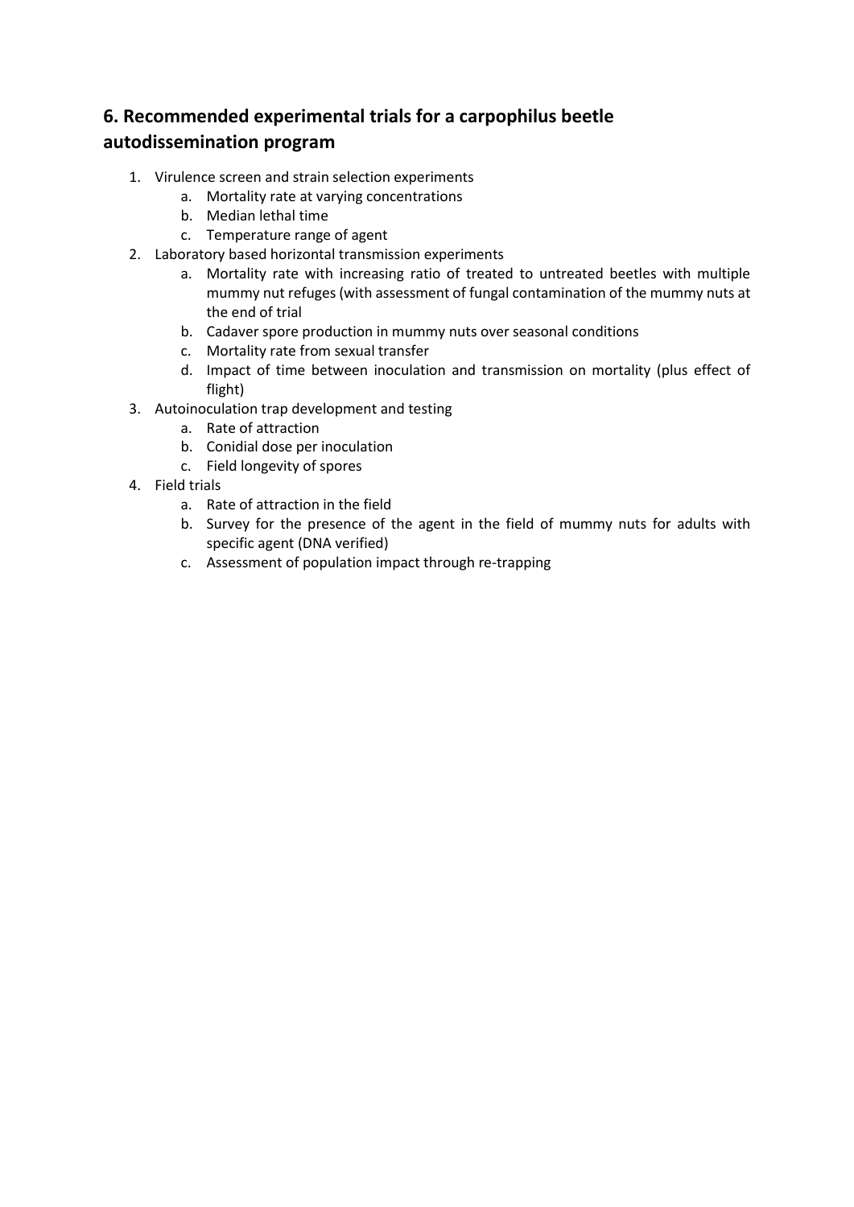## 6. Recommended experimental trials for a carpophilus beetle autodissemination program

1. Virulence screen and strain selection experiments
   a. Mortality rate at varying concentrations
   b. Median lethal time
   c. Temperature range of agent
2. Laboratory based horizontal transmission experiments
   a. Mortality rate with increasing ratio of treated to untreated beetles with multiple mummy nut refuges (with assessment of fungal contamination of the mummy nuts at the end of trial
   b. Cadaver spore production in mummy nuts over seasonal conditions
   c. Mortality rate from sexual transfer
   d. Impact of time between inoculation and transmission on mortality (plus effect of flight)
3. Autoinoculation trap development and testing
   a. Rate of attraction
   b. Conidial dose per inoculation
   c. Field longevity of spores
4. Field trials
   a. Rate of attraction in the field
   b. Survey for the presence of the agent in the field of mummy nuts for adults with specific agent (DNA verified)
   c. Assessment of population impact through re-trapping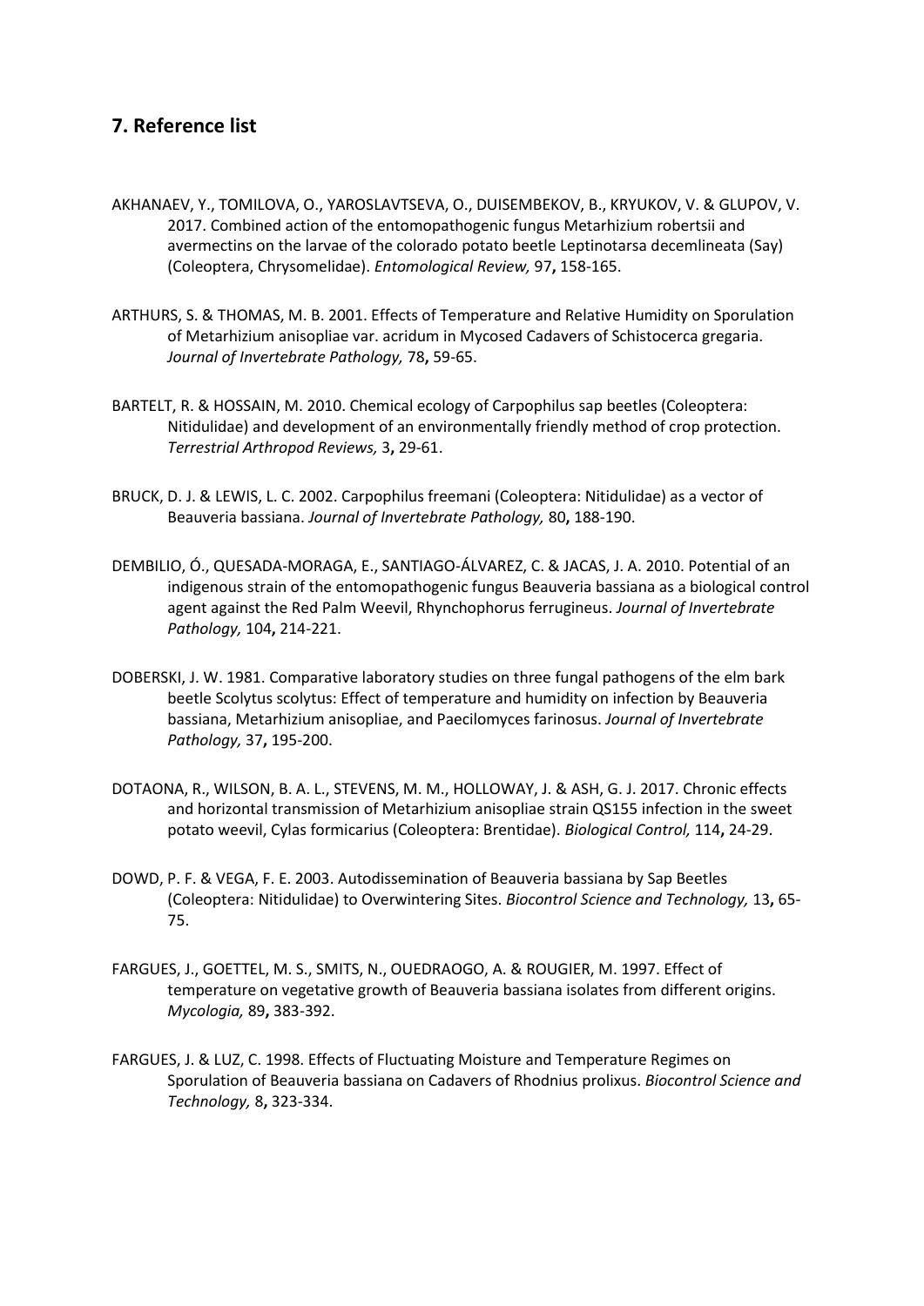## 7. Reference list

AKHANAEV, Y., TOMILOVA, O., YAROSLAVTSEVA, O., DUISEMBEKOV, B., KRYUKOV, V. & GLUPOV, V. 2017. Combined action of the entomopathogenic fungus Metarhizium robertsii and avermectins on the larvae of the colorado potato beetle Leptinotarsa decemlineata (Say) (Coleoptera, Chrysomelidae). *Entomological Review,* 97**,** 158-165.

ARTHURS, S. & THOMAS, M. B. 2001. Effects of Temperature and Relative Humidity on Sporulation of Metarhizium anisopliae var. acridum in Mycosed Cadavers of Schistocerca gregaria. *Journal of Invertebrate Pathology,* 78**,** 59-65.

BARTELT, R. & HOSSAIN, M. 2010. Chemical ecology of Carpophilus sap beetles (Coleoptera: Nitidulidae) and development of an environmentally friendly method of crop protection. *Terrestrial Arthropod Reviews,* 3**,** 29-61.

BRUCK, D. J. & LEWIS, L. C. 2002. Carpophilus freemani (Coleoptera: Nitidulidae) as a vector of Beauveria bassiana. *Journal of Invertebrate Pathology,* 80**,** 188-190.

DEMBILIO, Ó., QUESADA-MORAGA, E., SANTIAGO-ÁLVAREZ, C. & JACAS, J. A. 2010. Potential of an indigenous strain of the entomopathogenic fungus Beauveria bassiana as a biological control agent against the Red Palm Weevil, Rhynchophorus ferrugineus. *Journal of Invertebrate Pathology,* 104**,** 214-221.

DOBERSKI, J. W. 1981. Comparative laboratory studies on three fungal pathogens of the elm bark beetle Scolytus scolytus: Effect of temperature and humidity on infection by Beauveria bassiana, Metarhizium anisopliae, and Paecilomyces farinosus. *Journal of Invertebrate Pathology,* 37**,** 195-200.

DOTAONA, R., WILSON, B. A. L., STEVENS, M. M., HOLLOWAY, J. & ASH, G. J. 2017. Chronic effects and horizontal transmission of Metarhizium anisopliae strain QS155 infection in the sweet potato weevil, Cylas formicarius (Coleoptera: Brentidae). *Biological Control,* 114**,** 24-29.

DOWD, P. F. & VEGA, F. E. 2003. Autodissemination of Beauveria bassiana by Sap Beetles (Coleoptera: Nitidulidae) to Overwintering Sites. *Biocontrol Science and Technology,* 13**,** 65-75.

FARGUES, J., GOETTEL, M. S., SMITS, N., OUEDRAOGO, A. & ROUGIER, M. 1997. Effect of temperature on vegetative growth of Beauveria bassiana isolates from different origins. *Mycologia,* 89**,** 383-392.

FARGUES, J. & LUZ, C. 1998. Effects of Fluctuating Moisture and Temperature Regimes on Sporulation of Beauveria bassiana on Cadavers of Rhodnius prolixus. *Biocontrol Science and Technology,* 8**,** 323-334.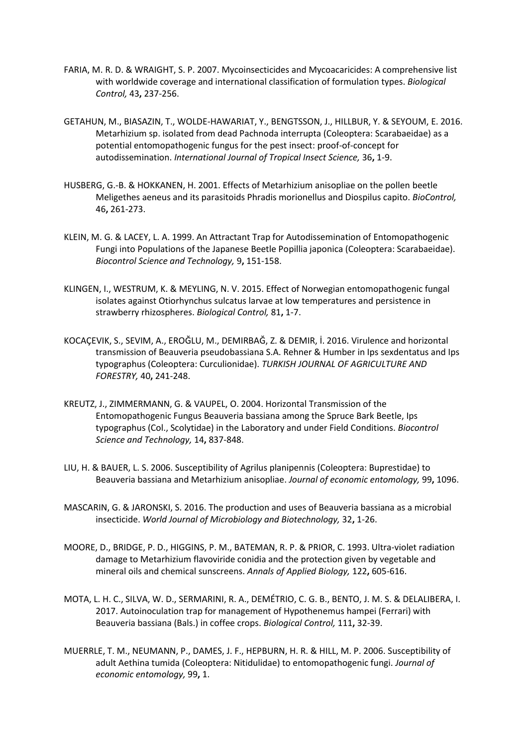FARIA, M. R. D. & WRAIGHT, S. P. 2007. Mycoinsecticides and Mycoacaricides: A comprehensive list with worldwide coverage and international classification of formulation types. *Biological Control,* 43**,** 237-256.

GETAHUN, M., BIASAZIN, T., WOLDE-HAWARIAT, Y., BENGTSSON, J., HILLBUR, Y. & SEYOUM, E. 2016. Metarhizium sp. isolated from dead Pachnoda interrupta (Coleoptera: Scarabaeidae) as a potential entomopathogenic fungus for the pest insect: proof-of-concept for autodissemination. *International Journal of Tropical Insect Science,* 36**,** 1-9.

HUSBERG, G.-B. & HOKKANEN, H. 2001. Effects of Metarhizium anisopliae on the pollen beetle Meligethes aeneus and its parasitoids Phradis morionellus and Diospilus capito. *BioControl,* 46**,** 261-273.

KLEIN, M. G. & LACEY, L. A. 1999. An Attractant Trap for Autodissemination of Entomopathogenic Fungi into Populations of the Japanese Beetle Popillia japonica (Coleoptera: Scarabaeidae). *Biocontrol Science and Technology,* 9**,** 151-158.

KLINGEN, I., WESTRUM, K. & MEYLING, N. V. 2015. Effect of Norwegian entomopathogenic fungal isolates against Otiorhynchus sulcatus larvae at low temperatures and persistence in strawberry rhizospheres. *Biological Control,* 81**,** 1-7.

KOCAÇEVIK, S., SEVIM, A., EROĞLU, M., DEMIRBAĞ, Z. & DEMIR, İ. 2016. Virulence and horizontal transmission of Beauveria pseudobassiana S.A. Rehner & Humber in Ips sexdentatus and Ips typographus (Coleoptera: Curculionidae). *TURKISH JOURNAL OF AGRICULTURE AND FORESTRY,* 40**,** 241-248.

KREUTZ, J., ZIMMERMANN, G. & VAUPEL, O. 2004. Horizontal Transmission of the Entomopathogenic Fungus Beauveria bassiana among the Spruce Bark Beetle, Ips typographus (Col., Scolytidae) in the Laboratory and under Field Conditions. *Biocontrol Science and Technology,* 14**,** 837-848.

LIU, H. & BAUER, L. S. 2006. Susceptibility of Agrilus planipennis (Coleoptera: Buprestidae) to Beauveria bassiana and Metarhizium anisopliae. *Journal of economic entomology,* 99**,** 1096.

MASCARIN, G. & JARONSKI, S. 2016. The production and uses of Beauveria bassiana as a microbial insecticide. *World Journal of Microbiology and Biotechnology,* 32**,** 1-26.

MOORE, D., BRIDGE, P. D., HIGGINS, P. M., BATEMAN, R. P. & PRIOR, C. 1993. Ultra-violet radiation damage to Metarhizium flavoviride conidia and the protection given by vegetable and mineral oils and chemical sunscreens. *Annals of Applied Biology,* 122**,** 605-616.

MOTA, L. H. C., SILVA, W. D., SERMARINI, R. A., DEMÉTRIO, C. G. B., BENTO, J. M. S. & DELALIBERA, I. 2017. Autoinoculation trap for management of Hypothenemus hampei (Ferrari) with Beauveria bassiana (Bals.) in coffee crops. *Biological Control,* 111**,** 32-39.

MUERRLE, T. M., NEUMANN, P., DAMES, J. F., HEPBURN, H. R. & HILL, M. P. 2006. Susceptibility of adult Aethina tumida (Coleoptera: Nitidulidae) to entomopathogenic fungi. *Journal of economic entomology,* 99**,** 1.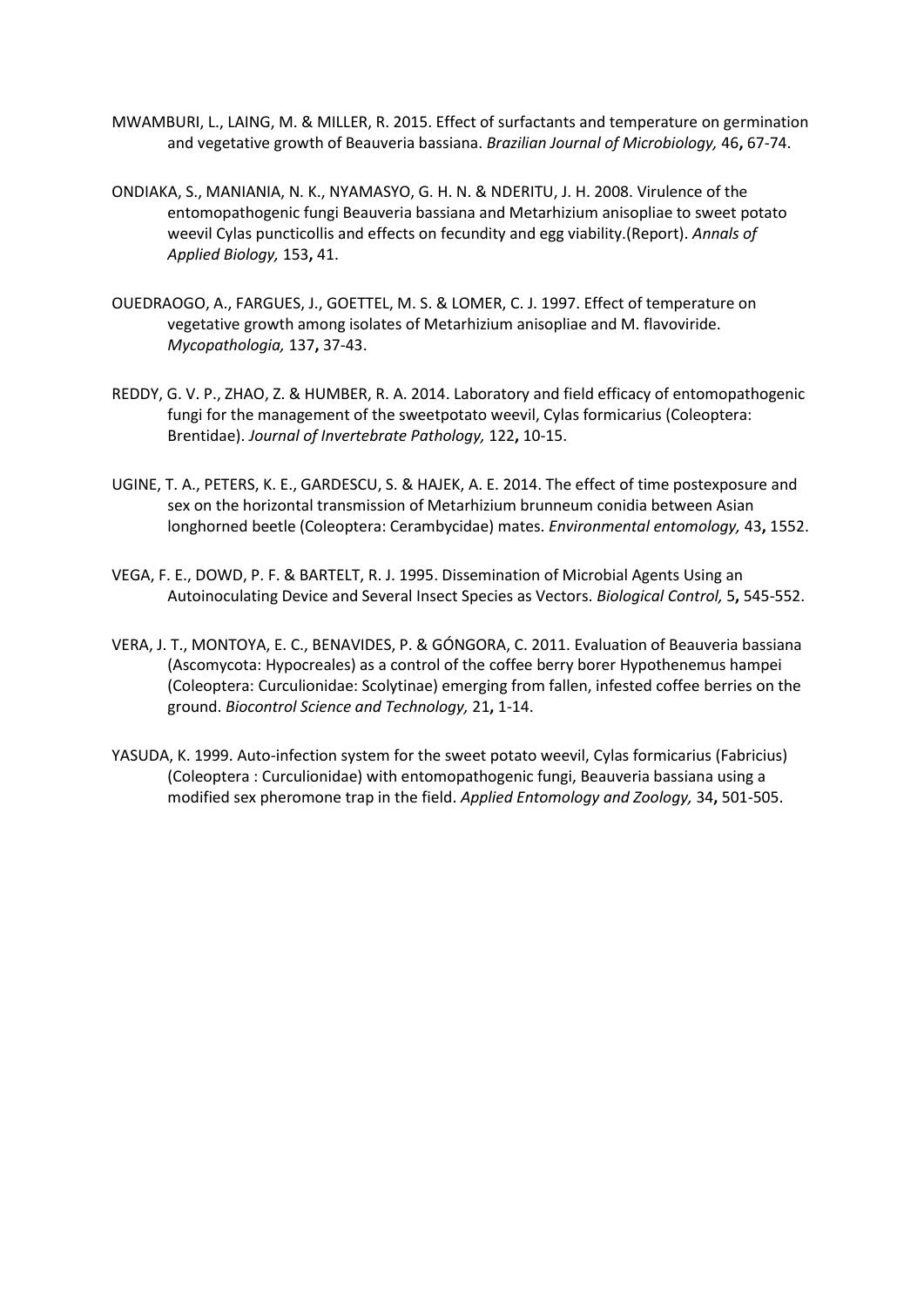MWAMBURI, L., LAING, M. & MILLER, R. 2015. Effect of surfactants and temperature on germination and vegetative growth of Beauveria bassiana. *Brazilian Journal of Microbiology,* 46**,** 67-74.

ONDIAKA, S., MANIANIA, N. K., NYAMASYO, G. H. N. & NDERITU, J. H. 2008. Virulence of the entomopathogenic fungi Beauveria bassiana and Metarhizium anisopliae to sweet potato weevil Cylas puncticollis and effects on fecundity and egg viability.(Report). *Annals of Applied Biology,* 153**,** 41.

OUEDRAOGO, A., FARGUES, J., GOETTEL, M. S. & LOMER, C. J. 1997. Effect of temperature on vegetative growth among isolates of Metarhizium anisopliae and M. flavoviride. *Mycopathologia,* 137**,** 37-43.

REDDY, G. V. P., ZHAO, Z. & HUMBER, R. A. 2014. Laboratory and field efficacy of entomopathogenic fungi for the management of the sweetpotato weevil, Cylas formicarius (Coleoptera: Brentidae). *Journal of Invertebrate Pathology,* 122**,** 10-15.

UGINE, T. A., PETERS, K. E., GARDESCU, S. & HAJEK, A. E. 2014. The effect of time postexposure and sex on the horizontal transmission of Metarhizium brunneum conidia between Asian longhorned beetle (Coleoptera: Cerambycidae) mates. *Environmental entomology,* 43**,** 1552.

VEGA, F. E., DOWD, P. F. & BARTELT, R. J. 1995. Dissemination of Microbial Agents Using an Autoinoculating Device and Several Insect Species as Vectors. *Biological Control,* 5**,** 545-552.

VERA, J. T., MONTOYA, E. C., BENAVIDES, P. & GÓNGORA, C. 2011. Evaluation of Beauveria bassiana (Ascomycota: Hypocreales) as a control of the coffee berry borer Hypothenemus hampei (Coleoptera: Curculionidae: Scolytinae) emerging from fallen, infested coffee berries on the ground. *Biocontrol Science and Technology,* 21**,** 1-14.

YASUDA, K. 1999. Auto-infection system for the sweet potato weevil, Cylas formicarius (Fabricius) (Coleoptera : Curculionidae) with entomopathogenic fungi, Beauveria bassiana using a modified sex pheromone trap in the field. *Applied Entomology and Zoology,* 34**,** 501-505.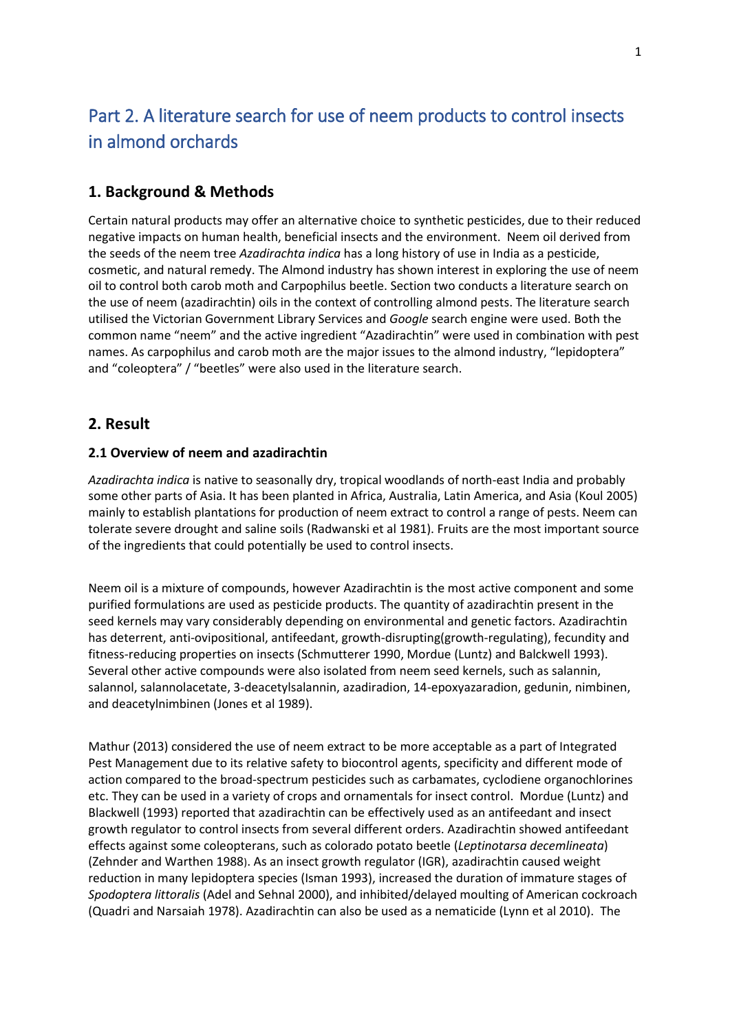# Part 2. A literature search for use of neem products to control insects in almond orchards

## 1. Background & Methods

Certain natural products may offer an alternative choice to synthetic pesticides, due to their reduced negative impacts on human health, beneficial insects and the environment. Neem oil derived from the seeds of the neem tree *Azadirachta indica* has a long history of use in India as a pesticide, cosmetic, and natural remedy. The Almond industry has shown interest in exploring the use of neem oil to control both carob moth and Carpophilus beetle. Section two conducts a literature search on the use of neem (azadirachtin) oils in the context of controlling almond pests. The literature search utilised the Victorian Government Library Services and *Google* search engine were used. Both the common name "neem" and the active ingredient "Azadirachtin" were used in combination with pest names. As carpophilus and carob moth are the major issues to the almond industry, "lepidoptera" and "coleoptera" / "beetles" were also used in the literature search.

## 2. Result

### 2.1 Overview of neem and azadirachtin

*Azadirachta indica* is native to seasonally dry, tropical woodlands of north-east India and probably some other parts of Asia. It has been planted in Africa, Australia, Latin America, and Asia (Koul 2005) mainly to establish plantations for production of neem extract to control a range of pests. Neem can tolerate severe drought and saline soils (Radwanski et al 1981). Fruits are the most important source of the ingredients that could potentially be used to control insects.

Neem oil is a mixture of compounds, however Azadirachtin is the most active component and some purified formulations are used as pesticide products. The quantity of azadirachtin present in the seed kernels may vary considerably depending on environmental and genetic factors. Azadirachtin has deterrent, anti-ovipositional, antifeedant, growth-disrupting(growth-regulating), fecundity and fitness-reducing properties on insects (Schmutterer 1990, Mordue (Luntz) and Balckwell 1993). Several other active compounds were also isolated from neem seed kernels, such as salannin, salannol, salannolacetate, 3-deacetylsalannin, azadiradion, 14-epoxyazaradion, gedunin, nimbinen, and deacetylnimbinen (Jones et al 1989).

Mathur (2013) considered the use of neem extract to be more acceptable as a part of Integrated Pest Management due to its relative safety to biocontrol agents, specificity and different mode of action compared to the broad-spectrum pesticides such as carbamates, cyclodiene organochlorines etc. They can be used in a variety of crops and ornamentals for insect control. Mordue (Luntz) and Blackwell (1993) reported that azadirachtin can be effectively used as an antifeedant and insect growth regulator to control insects from several different orders. Azadirachtin showed antifeedant effects against some coleopterans, such as colorado potato beetle (*Leptinotarsa decemlineata*) (Zehnder and Warthen 1988). As an insect growth regulator (IGR), azadirachtin caused weight reduction in many lepidoptera species (Isman 1993), increased the duration of immature stages of *Spodoptera littoralis* (Adel and Sehnal 2000), and inhibited/delayed moulting of American cockroach (Quadri and Narsaiah 1978). Azadirachtin can also be used as a nematicide (Lynn et al 2010). The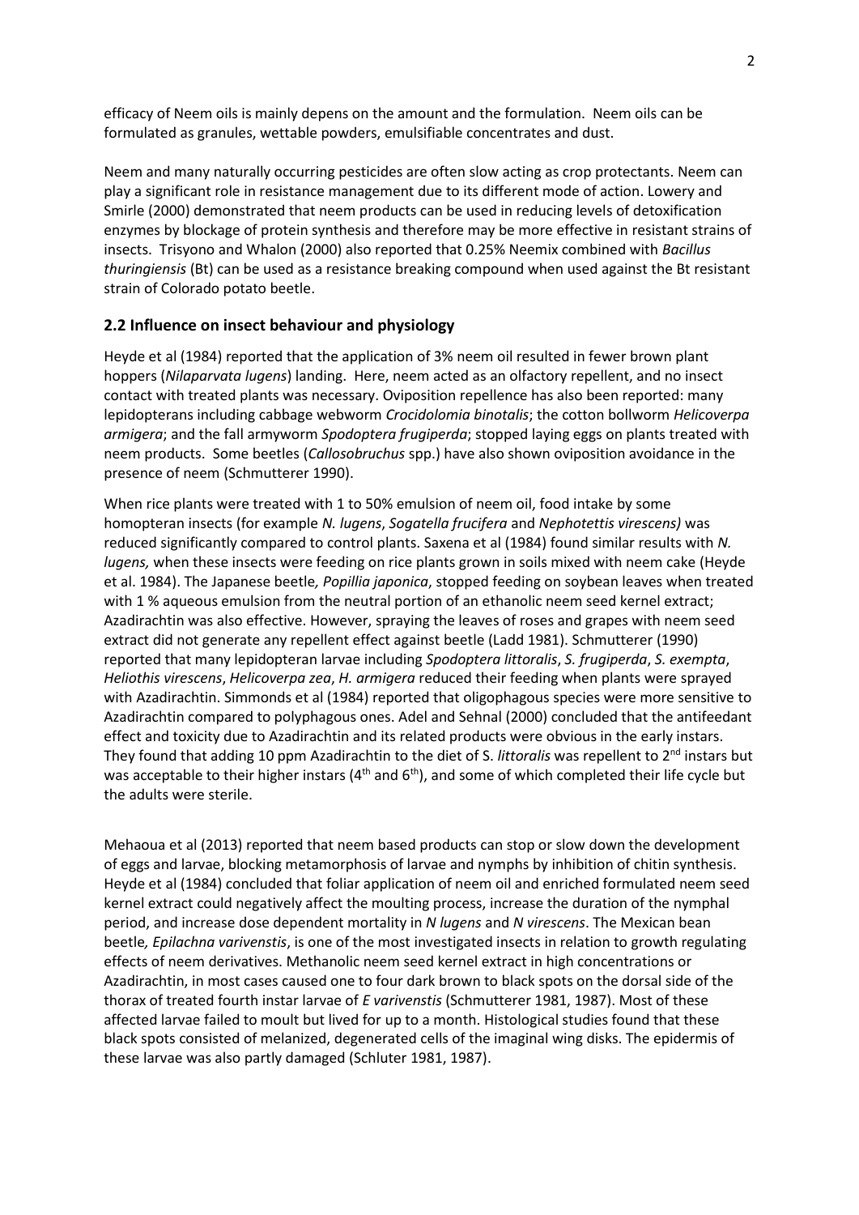efficacy of Neem oils is mainly depens on the amount and the formulation. Neem oils can be formulated as granules, wettable powders, emulsifiable concentrates and dust.

Neem and many naturally occurring pesticides are often slow acting as crop protectants. Neem can play a significant role in resistance management due to its different mode of action. Lowery and Smirle (2000) demonstrated that neem products can be used in reducing levels of detoxification enzymes by blockage of protein synthesis and therefore may be more effective in resistant strains of insects. Trisyono and Whalon (2000) also reported that 0.25% Neemix combined with *Bacillus thuringiensis* (Bt) can be used as a resistance breaking compound when used against the Bt resistant strain of Colorado potato beetle.

### 2.2 Influence on insect behaviour and physiology

Heyde et al (1984) reported that the application of 3% neem oil resulted in fewer brown plant hoppers (*Nilaparvata lugens*) landing. Here, neem acted as an olfactory repellent, and no insect contact with treated plants was necessary. Oviposition repellence has also been reported: many lepidopterans including cabbage webworm *Crocidolomia binotalis*; the cotton bollworm *Helicoverpa armigera*; and the fall armyworm *Spodoptera frugiperda*; stopped laying eggs on plants treated with neem products. Some beetles (*Callosobruchus* spp.) have also shown oviposition avoidance in the presence of neem (Schmutterer 1990).

When rice plants were treated with 1 to 50% emulsion of neem oil, food intake by some homopteran insects (for example *N. lugens*, *Sogatella frucifera* and *Nephotettis virescens)* was reduced significantly compared to control plants. Saxena et al (1984) found similar results with *N. lugens,* when these insects were feeding on rice plants grown in soils mixed with neem cake (Heyde et al. 1984). The Japanese beetle*, Popillia japonica*, stopped feeding on soybean leaves when treated with 1 % aqueous emulsion from the neutral portion of an ethanolic neem seed kernel extract; Azadirachtin was also effective. However, spraying the leaves of roses and grapes with neem seed extract did not generate any repellent effect against beetle (Ladd 1981). Schmutterer (1990) reported that many lepidopteran larvae including *Spodoptera littoralis*, *S. frugiperda*, *S. exempta*, *Heliothis virescens*, *Helicoverpa zea*, *H. armigera* reduced their feeding when plants were sprayed with Azadirachtin. Simmonds et al (1984) reported that oligophagous species were more sensitive to Azadirachtin compared to polyphagous ones. Adel and Sehnal (2000) concluded that the antifeedant effect and toxicity due to Azadirachtin and its related products were obvious in the early instars. They found that adding 10 ppm Azadirachtin to the diet of S. *littoralis* was repellent to 2nd instars but was acceptable to their higher instars (4th and 6th), and some of which completed their life cycle but the adults were sterile.

Mehaoua et al (2013) reported that neem based products can stop or slow down the development of eggs and larvae, blocking metamorphosis of larvae and nymphs by inhibition of chitin synthesis. Heyde et al (1984) concluded that foliar application of neem oil and enriched formulated neem seed kernel extract could negatively affect the moulting process, increase the duration of the nymphal period, and increase dose dependent mortality in *N lugens* and *N virescens*. The Mexican bean beetle*, Epilachna varivenstis*, is one of the most investigated insects in relation to growth regulating effects of neem derivatives. Methanolic neem seed kernel extract in high concentrations or Azadirachtin, in most cases caused one to four dark brown to black spots on the dorsal side of the thorax of treated fourth instar larvae of *E varivenstis* (Schmutterer 1981, 1987). Most of these affected larvae failed to moult but lived for up to a month. Histological studies found that these black spots consisted of melanized, degenerated cells of the imaginal wing disks. The epidermis of these larvae was also partly damaged (Schluter 1981, 1987).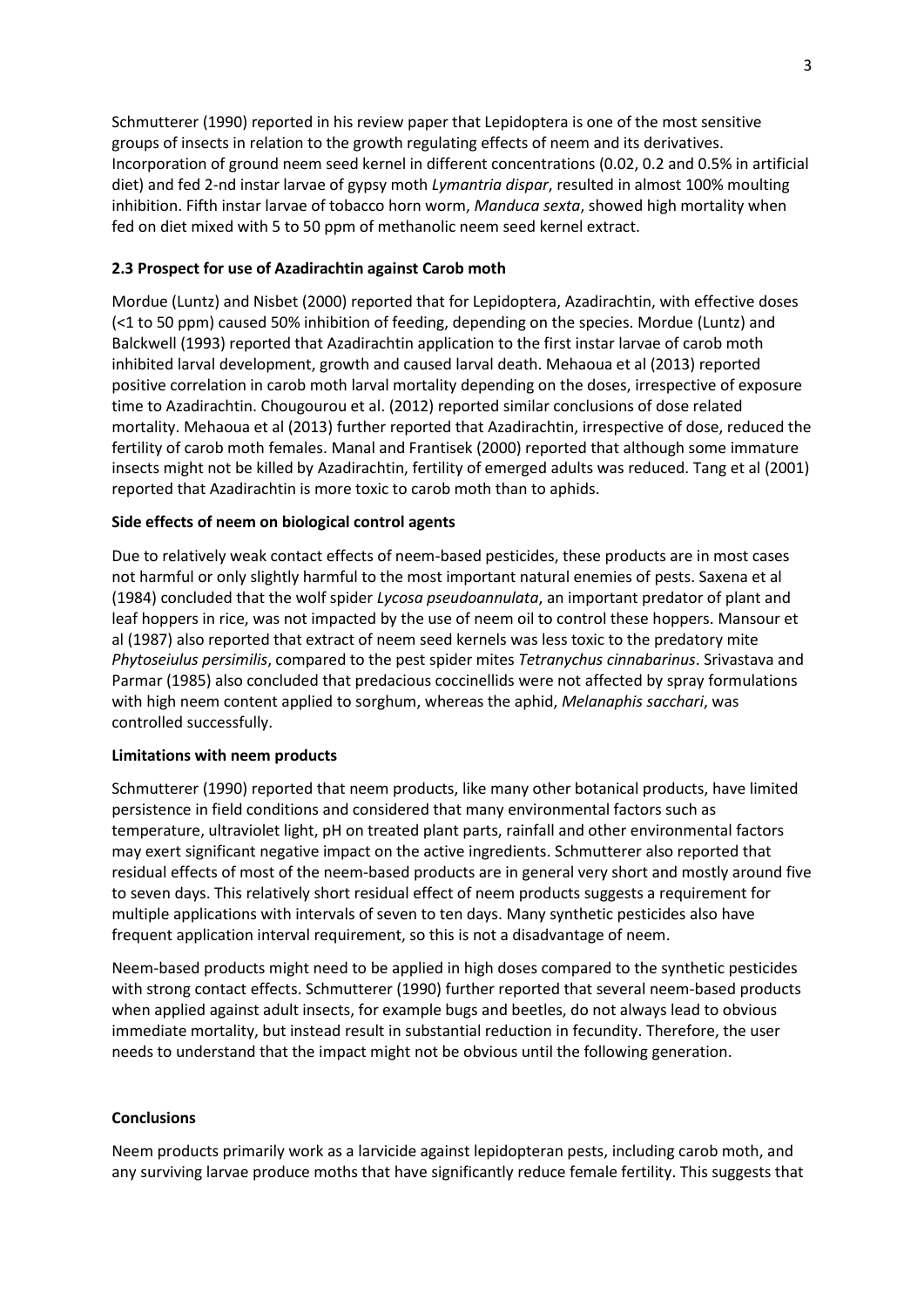Schmutterer (1990) reported in his review paper that Lepidoptera is one of the most sensitive groups of insects in relation to the growth regulating effects of neem and its derivatives. Incorporation of ground neem seed kernel in different concentrations (0.02, 0.2 and 0.5% in artificial diet) and fed 2-nd instar larvae of gypsy moth *Lymantria dispar*, resulted in almost 100% moulting inhibition. Fifth instar larvae of tobacco horn worm, *Manduca sexta*, showed high mortality when fed on diet mixed with 5 to 50 ppm of methanolic neem seed kernel extract.

### 2.3 Prospect for use of Azadirachtin against Carob moth

Mordue (Luntz) and Nisbet (2000) reported that for Lepidoptera, Azadirachtin, with effective doses (<1 to 50 ppm) caused 50% inhibition of feeding, depending on the species. Mordue (Luntz) and Balckwell (1993) reported that Azadirachtin application to the first instar larvae of carob moth inhibited larval development, growth and caused larval death. Mehaoua et al (2013) reported positive correlation in carob moth larval mortality depending on the doses, irrespective of exposure time to Azadirachtin. Chougourou et al. (2012) reported similar conclusions of dose related mortality. Mehaoua et al (2013) further reported that Azadirachtin, irrespective of dose, reduced the fertility of carob moth females. Manal and Frantisek (2000) reported that although some immature insects might not be killed by Azadirachtin, fertility of emerged adults was reduced. Tang et al (2001) reported that Azadirachtin is more toxic to carob moth than to aphids.

### Side effects of neem on biological control agents

Due to relatively weak contact effects of neem-based pesticides, these products are in most cases not harmful or only slightly harmful to the most important natural enemies of pests. Saxena et al (1984) concluded that the wolf spider *Lycosa pseudoannulata*, an important predator of plant and leaf hoppers in rice, was not impacted by the use of neem oil to control these hoppers. Mansour et al (1987) also reported that extract of neem seed kernels was less toxic to the predatory mite *Phytoseiulus persimilis*, compared to the pest spider mites *Tetranychus cinnabarinus*. Srivastava and Parmar (1985) also concluded that predacious coccinellids were not affected by spray formulations with high neem content applied to sorghum, whereas the aphid, *Melanaphis sacchari*, was controlled successfully.

### Limitations with neem products

Schmutterer (1990) reported that neem products, like many other botanical products, have limited persistence in field conditions and considered that many environmental factors such as temperature, ultraviolet light, pH on treated plant parts, rainfall and other environmental factors may exert significant negative impact on the active ingredients. Schmutterer also reported that residual effects of most of the neem-based products are in general very short and mostly around five to seven days. This relatively short residual effect of neem products suggests a requirement for multiple applications with intervals of seven to ten days. Many synthetic pesticides also have frequent application interval requirement, so this is not a disadvantage of neem.

Neem-based products might need to be applied in high doses compared to the synthetic pesticides with strong contact effects. Schmutterer (1990) further reported that several neem-based products when applied against adult insects, for example bugs and beetles, do not always lead to obvious immediate mortality, but instead result in substantial reduction in fecundity. Therefore, the user needs to understand that the impact might not be obvious until the following generation.

### Conclusions

Neem products primarily work as a larvicide against lepidopteran pests, including carob moth, and any surviving larvae produce moths that have significantly reduce female fertility. This suggests that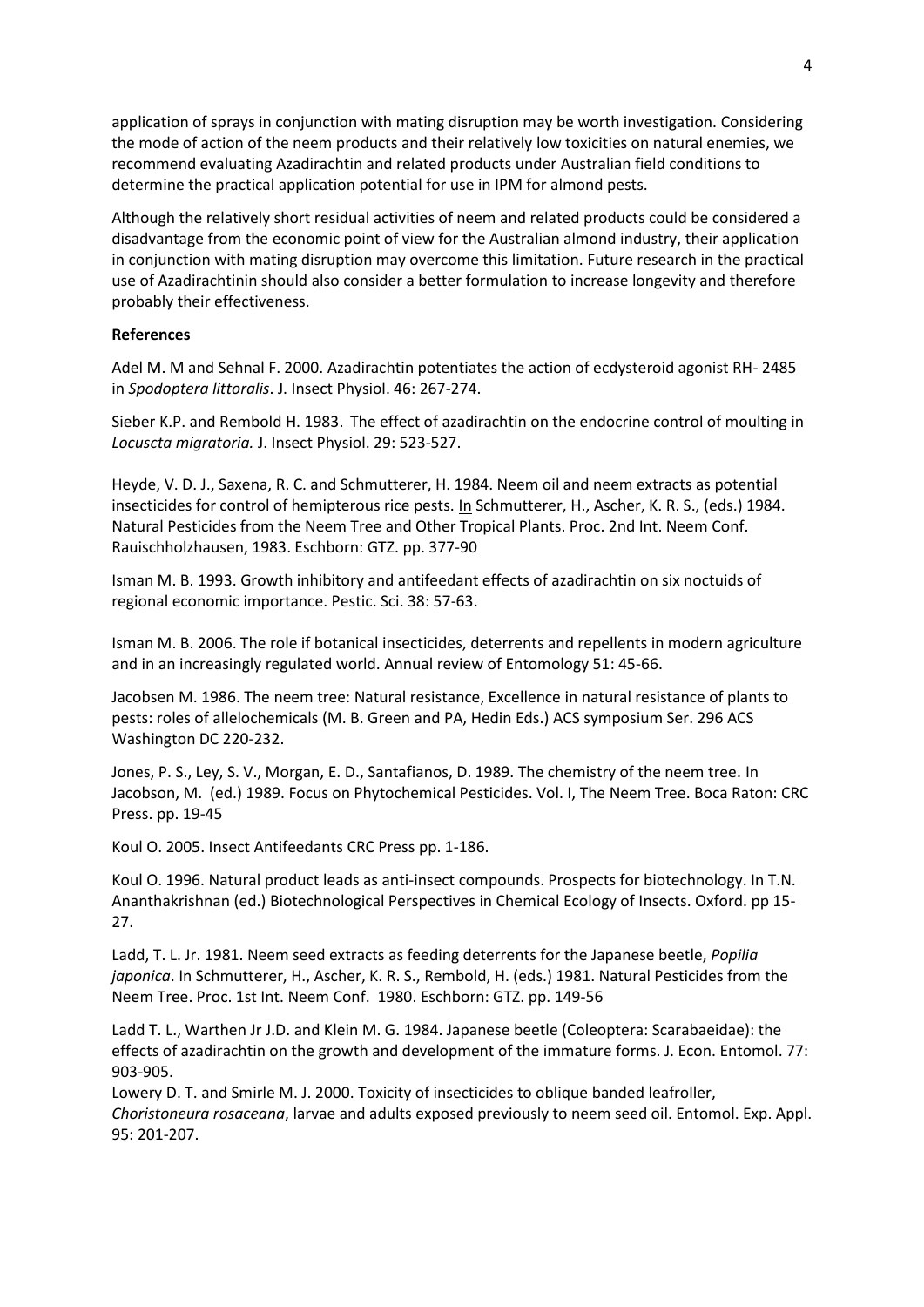application of sprays in conjunction with mating disruption may be worth investigation. Considering the mode of action of the neem products and their relatively low toxicities on natural enemies, we recommend evaluating Azadirachtin and related products under Australian field conditions to determine the practical application potential for use in IPM for almond pests.

Although the relatively short residual activities of neem and related products could be considered a disadvantage from the economic point of view for the Australian almond industry, their application in conjunction with mating disruption may overcome this limitation. Future research in the practical use of Azadirachtinin should also consider a better formulation to increase longevity and therefore probably their effectiveness.

**References**

Adel M. M and Sehnal F. 2000. Azadirachtin potentiates the action of ecdysteroid agonist RH- 2485 in *Spodoptera littoralis*. J. Insect Physiol. 46: 267-274.

Sieber K.P. and Rembold H. 1983. The effect of azadirachtin on the endocrine control of moulting in *Locuscta migratoria.* J. Insect Physiol. 29: 523-527.

Heyde, V. D. J., Saxena, R. C. and Schmutterer, H. 1984. Neem oil and neem extracts as potential insecticides for control of hemipterous rice pests. In Schmutterer, H., Ascher, K. R. S., (eds.) 1984. Natural Pesticides from the Neem Tree and Other Tropical Plants. Proc. 2nd Int. Neem Conf. Rauischholzhausen, 1983. Eschborn: GTZ. pp. 377-90

Isman M. B. 1993. Growth inhibitory and antifeedant effects of azadirachtin on six noctuids of regional economic importance. Pestic. Sci. 38: 57-63.

Isman M. B. 2006. The role if botanical insecticides, deterrents and repellents in modern agriculture and in an increasingly regulated world. Annual review of Entomology 51: 45-66.

Jacobsen M. 1986. The neem tree: Natural resistance, Excellence in natural resistance of plants to pests: roles of allelochemicals (M. B. Green and PA, Hedin Eds.) ACS symposium Ser. 296 ACS Washington DC 220-232.

Jones, P. S., Ley, S. V., Morgan, E. D., Santafianos, D. 1989. The chemistry of the neem tree. In Jacobson, M. (ed.) 1989. Focus on Phytochemical Pesticides. Vol. I, The Neem Tree. Boca Raton: CRC Press. pp. 19-45

Koul O. 2005. Insect Antifeedants CRC Press pp. 1-186.

Koul O. 1996. Natural product leads as anti-insect compounds. Prospects for biotechnology. In T.N. Ananthakrishnan (ed.) Biotechnological Perspectives in Chemical Ecology of Insects. Oxford. pp 15-27.

Ladd, T. L. Jr. 1981. Neem seed extracts as feeding deterrents for the Japanese beetle, *Popilia japonica*. In Schmutterer, H., Ascher, K. R. S., Rembold, H. (eds.) 1981. Natural Pesticides from the Neem Tree. Proc. 1st Int. Neem Conf. 1980. Eschborn: GTZ. pp. 149-56

Ladd T. L., Warthen Jr J.D. and Klein M. G. 1984. Japanese beetle (Coleoptera: Scarabaeidae): the effects of azadirachtin on the growth and development of the immature forms. J. Econ. Entomol. 77: 903-905.

Lowery D. T. and Smirle M. J. 2000. Toxicity of insecticides to oblique banded leafroller, *Choristoneura rosaceana*, larvae and adults exposed previously to neem seed oil. Entomol. Exp. Appl. 95: 201-207.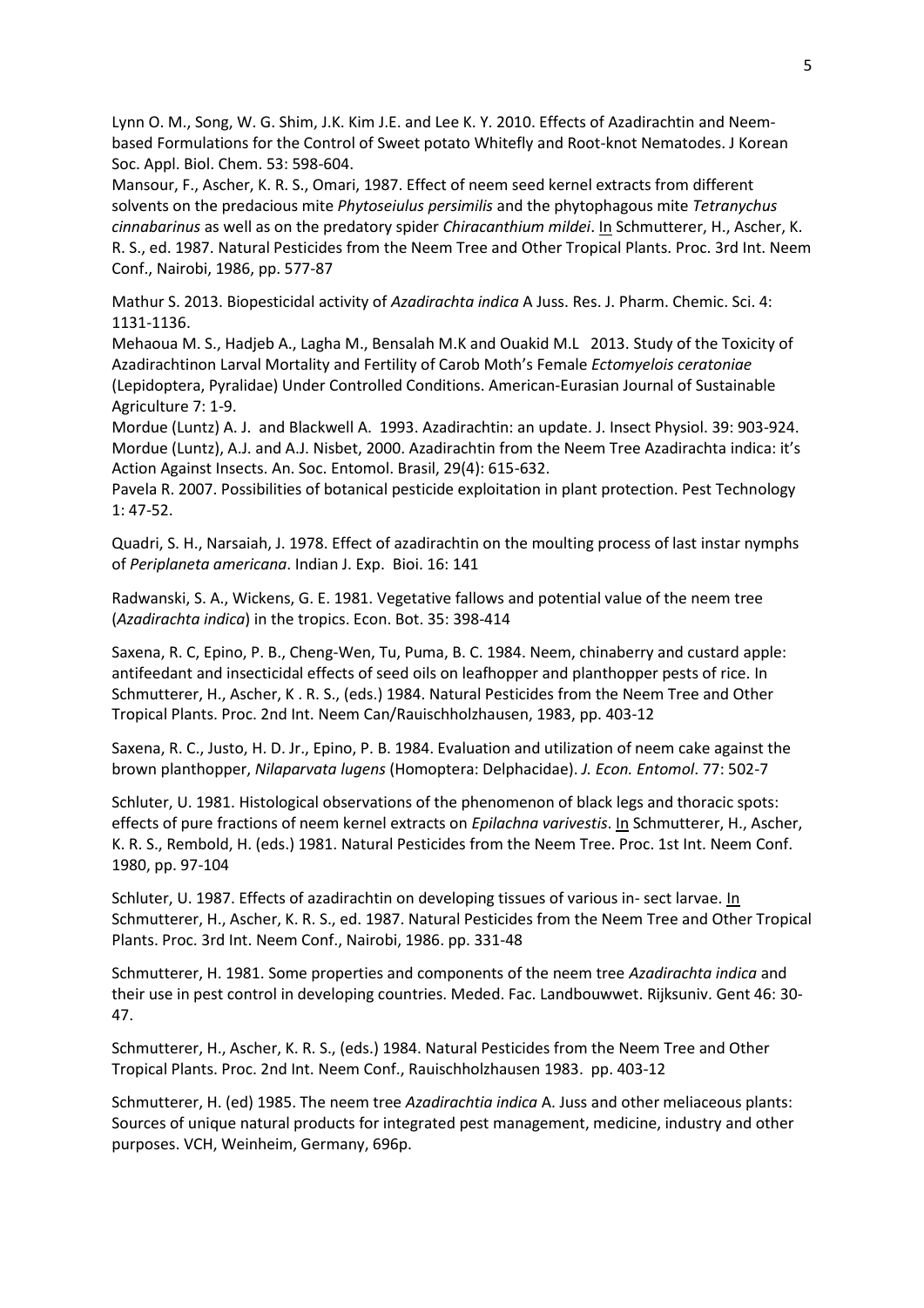Lynn O. M., Song, W. G. Shim, J.K. Kim J.E. and Lee K. Y. 2010. Effects of Azadirachtin and Neem-based Formulations for the Control of Sweet potato Whitefly and Root-knot Nematodes. J Korean Soc. Appl. Biol. Chem. 53: 598-604.

Mansour, F., Ascher, K. R. S., Omari, 1987. Effect of neem seed kernel extracts from different solvents on the predacious mite *Phytoseiulus persimilis* and the phytophagous mite *Tetranychus cinnabarinus* as well as on the predatory spider *Chiracanthium mildei*. In Schmutterer, H., Ascher, K. R. S., ed. 1987. Natural Pesticides from the Neem Tree and Other Tropical Plants. Proc. 3rd Int. Neem Conf., Nairobi, 1986, pp. 577-87

Mathur S. 2013. Biopesticidal activity of *Azadirachta indica* A Juss. Res. J. Pharm. Chemic. Sci. 4: 1131-1136.

Mehaoua M. S., Hadjeb A., Lagha M., Bensalah M.K and Ouakid M.L 2013. Study of the Toxicity of Azadirachtinon Larval Mortality and Fertility of Carob Moth's Female *Ectomyelois ceratoniae* (Lepidoptera, Pyralidae) Under Controlled Conditions. American-Eurasian Journal of Sustainable Agriculture 7: 1-9.

Mordue (Luntz) A. J. and Blackwell A. 1993. Azadirachtin: an update. J. Insect Physiol. 39: 903-924.

Mordue (Luntz), A.J. and A.J. Nisbet, 2000. Azadirachtin from the Neem Tree Azadirachta indica: it's Action Against Insects. An. Soc. Entomol. Brasil, 29(4): 615-632.

Pavela R. 2007. Possibilities of botanical pesticide exploitation in plant protection. Pest Technology 1: 47-52.

Quadri, S. H., Narsaiah, J. 1978. Effect of azadirachtin on the moulting process of last instar nymphs of *Periplaneta americana*. Indian J. Exp. Bioi. 16: 141

Radwanski, S. A., Wickens, G. E. 1981. Vegetative fallows and potential value of the neem tree (*Azadirachta indica*) in the tropics. Econ. Bot. 35: 398-414

Saxena, R. C, Epino, P. B., Cheng-Wen, Tu, Puma, B. C. 1984. Neem, chinaberry and custard apple: antifeedant and insecticidal effects of seed oils on leafhopper and planthopper pests of rice. In Schmutterer, H., Ascher, K . R. S., (eds.) 1984. Natural Pesticides from the Neem Tree and Other Tropical Plants. Proc. 2nd Int. Neem Can/Rauischholzhausen, 1983, pp. 403-12

Saxena, R. C., Justo, H. D. Jr., Epino, P. B. 1984. Evaluation and utilization of neem cake against the brown planthopper, *Nilaparvata lugens* (Homoptera: Delphacidae). *J. Econ. Entomol*. 77: 502-7

Schluter, U. 1981. Histological observations of the phenomenon of black legs and thoracic spots: effects of pure fractions of neem kernel extracts on *Epilachna varivestis*. In Schmutterer, H., Ascher, K. R. S., Rembold, H. (eds.) 1981. Natural Pesticides from the Neem Tree. Proc. 1st Int. Neem Conf. 1980, pp. 97-104

Schluter, U. 1987. Effects of azadirachtin on developing tissues of various in- sect larvae. In Schmutterer, H., Ascher, K. R. S., ed. 1987. Natural Pesticides from the Neem Tree and Other Tropical Plants. Proc. 3rd Int. Neem Conf., Nairobi, 1986. pp. 331-48

Schmutterer, H. 1981. Some properties and components of the neem tree *Azadirachta indica* and their use in pest control in developing countries. Meded. Fac. Landbouwwet. Rijksuniv. Gent 46: 30-47.

Schmutterer, H., Ascher, K. R. S., (eds.) 1984. Natural Pesticides from the Neem Tree and Other Tropical Plants. Proc. 2nd Int. Neem Conf., Rauischholzhausen 1983. pp. 403-12

Schmutterer, H. (ed) 1985. The neem tree *Azadirachtia indica* A. Juss and other meliaceous plants: Sources of unique natural products for integrated pest management, medicine, industry and other purposes. VCH, Weinheim, Germany, 696p.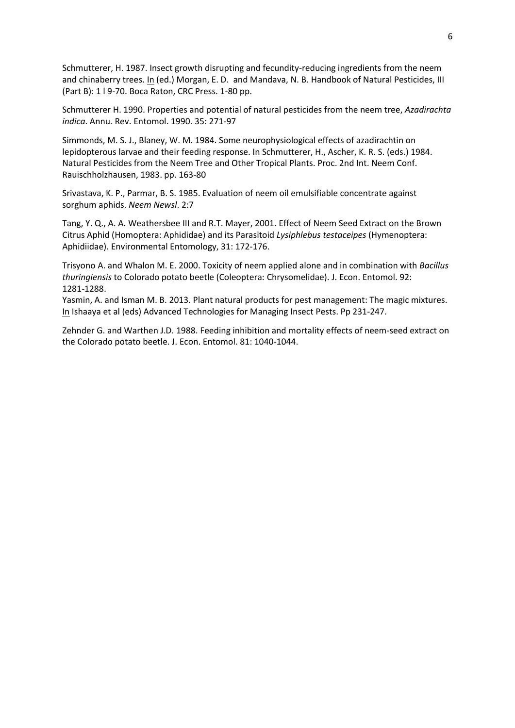Schmutterer, H. 1987. Insect growth disrupting and fecundity-reducing ingredients from the neem and chinaberry trees. In (ed.) Morgan, E. D. and Mandava, N. B. Handbook of Natural Pesticides, III (Part B): 1 l 9-70. Boca Raton, CRC Press. 1-80 pp.

Schmutterer H. 1990. Properties and potential of natural pesticides from the neem tree, *Azadirachta indica*. Annu. Rev. Entomol. 1990. 35: 271-97

Simmonds, M. S. J., Blaney, W. M. 1984. Some neurophysiological effects of azadirachtin on lepidopterous larvae and their feeding response. In Schmutterer, H., Ascher, K. R. S. (eds.) 1984. Natural Pesticides from the Neem Tree and Other Tropical Plants. Proc. 2nd Int. Neem Conf. Rauischholzhausen, 1983. pp. 163-80

Srivastava, K. P., Parmar, B. S. 1985. Evaluation of neem oil emulsifiable concentrate against sorghum aphids. *Neem Newsl*. 2:7

Tang, Y. Q., A. A. Weathersbee III and R.T. Mayer, 2001. Effect of Neem Seed Extract on the Brown Citrus Aphid (Homoptera: Aphididae) and its Parasitoid *Lysiphlebus testaceipes* (Hymenoptera: Aphidiidae). Environmental Entomology, 31: 172-176.

Trisyono A. and Whalon M. E. 2000. Toxicity of neem applied alone and in combination with *Bacillus thuringiensis* to Colorado potato beetle (Coleoptera: Chrysomelidae). J. Econ. Entomol. 92: 1281-1288.

Yasmin, A. and Isman M. B. 2013. Plant natural products for pest management: The magic mixtures. In Ishaaya et al (eds) Advanced Technologies for Managing Insect Pests. Pp 231-247.

Zehnder G. and Warthen J.D. 1988. Feeding inhibition and mortality effects of neem-seed extract on the Colorado potato beetle. J. Econ. Entomol. 81: 1040-1044.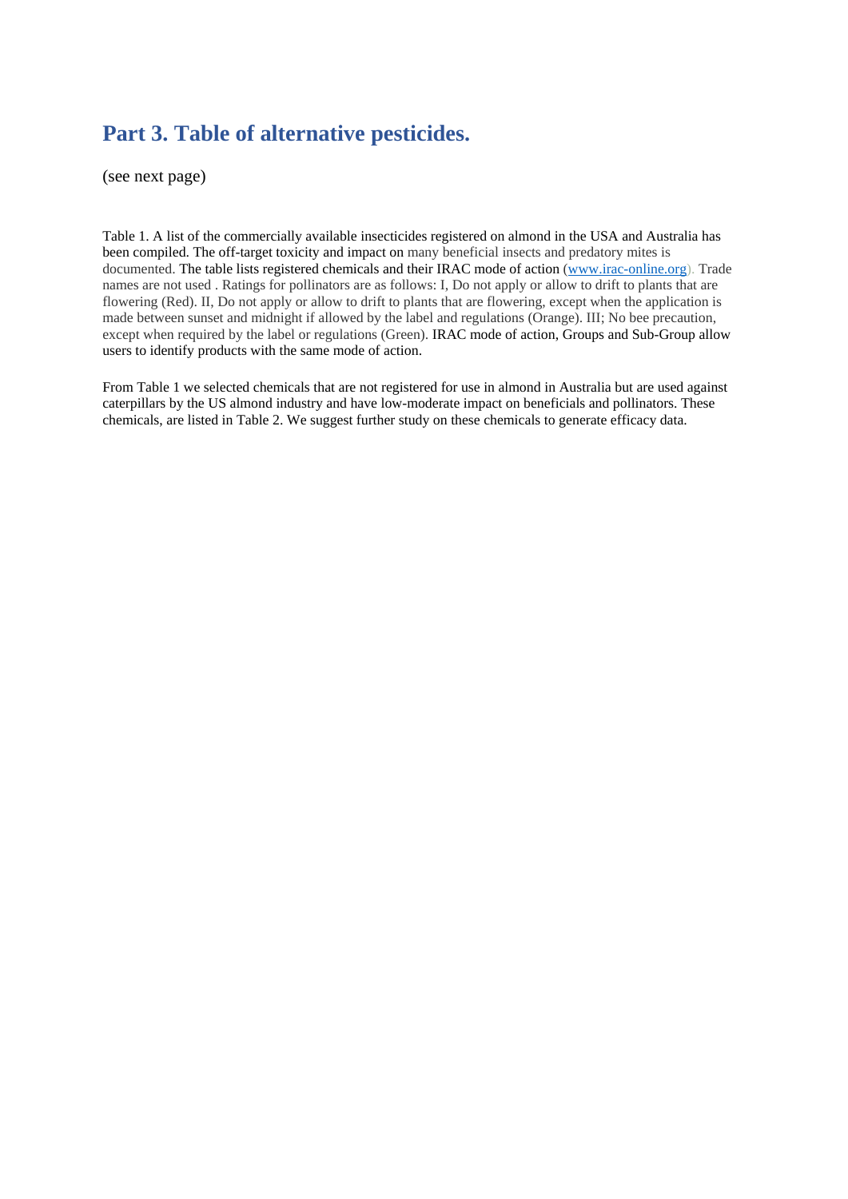## Part 3. Table of alternative pesticides.

(see next page)

Table 1. A list of the commercially available insecticides registered on almond in the USA and Australia has been compiled. The off-target toxicity and impact on many beneficial insects and predatory mites is documented. The table lists registered chemicals and their IRAC mode of action (www.irac-online.org). Trade names are not used . Ratings for pollinators are as follows: I, Do not apply or allow to drift to plants that are flowering (Red). II, Do not apply or allow to drift to plants that are flowering, except when the application is made between sunset and midnight if allowed by the label and regulations (Orange). III; No bee precaution, except when required by the label or regulations (Green). IRAC mode of action, Groups and Sub-Group allow users to identify products with the same mode of action.

From Table 1 we selected chemicals that are not registered for use in almond in Australia but are used against caterpillars by the US almond industry and have low-moderate impact on beneficials and pollinators. These chemicals, are listed in Table 2. We suggest further study on these chemicals to generate efficacy data.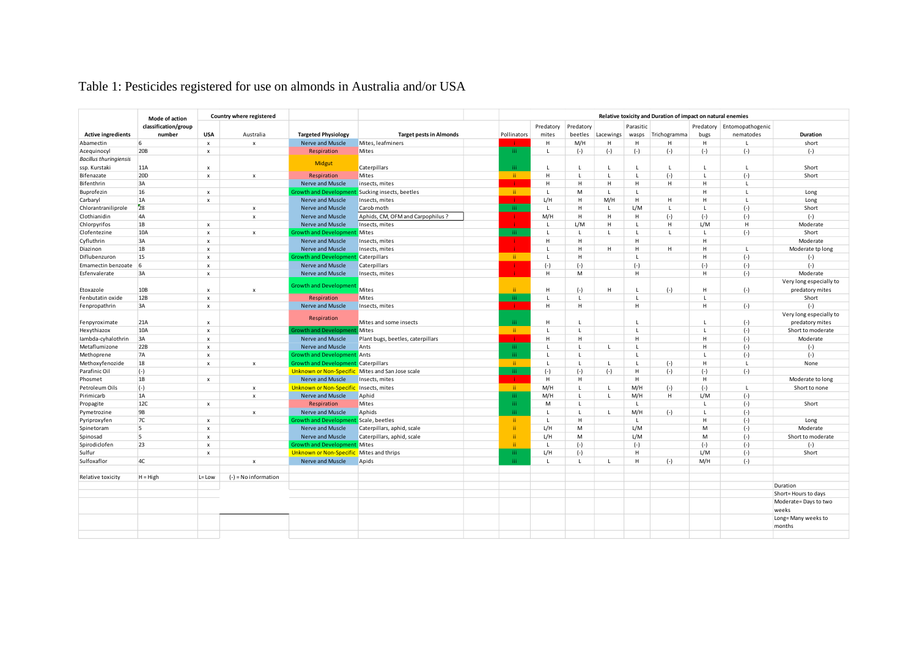# Table 1: Pesticides registered for use on almonds in Australia and/or USA

| Active ingredients | Mode of action classification/group number | Country where registered | | Targeted Physiology | Target pests in Almonds | Relative toxicity and Duration of impact on natural enemies | | | | | | | | |
|---|---|---|---|---|---|---|---|---|---|---|---|---|---|---|
| | | USA | Australia | | | Pollinators | Predatory mites | Predatory beetles | Lacewings | Parasitic wasps | Trichogramma | Predatory bugs | Entomopathogenic nematodes | Duration |
| Abamectin | 6 | x | x | Nerve and Muscle | Mites, leafminers | i | H | M/H | H | H | H | H | L | short |
| Acequinocyl | 20B | x | | Respiration | Mites | iii | L | (-) | (-) | (-) | (-) | (-) | (-) | (-) |
| *Bacillus thuringiensis* ssp. Kurstaki | 11A | x | | Midgut | Caterpillars | iii | L | L | L | L | L | L | L | Short |
| Bifenazate | 20D | x | x | Respiration | Mites | ii | H | L | L | L | (-) | L | (-) | Short |
| Bifenthrin | 3A | | | Nerve and Muscle | insects, mites | i | H | H | H | H | H | H | L | |
| Buprofezin | 16 | x | | Growth and Development | Sucking insects, beetles | ii | L | M | L | L | | H | L | Long |
| Carbaryl | 1A | x | | Nerve and Muscle | Insects, mites | i | L/H | H | M/H | H | H | H | L | Long |
| Chlorantraniliprole | 28 | | x | Nerve and Muscle | Carob moth | iii | L | H | L | L/M | L | L | (-) | Short |
| Clothianidin | 4A | | x | Nerve and Muscle | Aphids, CM, OFM and Carpophilus ? | i | M/H | H | H | H | (-) | (-) | (-) | (-) |
| Chlorpyrifos | 1B | x | | Nerve and Muscle | Insects, mites | i | L | L/M | H | L | H | L/M | H | Moderate |
| Clofentezine | 10A | x | x | Growth and Development | Mites | iii | L | L | L | L | L | L | (-) | Short |
| Cyfluthrin | 3A | x | | Nerve and Muscle | Insects, mites | i | H | H | | H | | H | | Moderate |
| Diazinon | 1B | x | | Nerve and Muscle | Insects, mites | i | L | H | H | H | H | H | L | Moderate tp long |
| Diflubenzuron | 15 | x | | Growth and Development | Caterpillars | ii | L | H | | L | | H | (-) | (-) |
| Emamectin benzoate | 6 | x | | Nerve and Muscle | Caterpillars | i | (-) | (-) | | (-) | | (-) | (-) | (-) |
| Esfenvalerate | 3A | x | | Nerve and Muscle | Insects, mites | i | H | M | | H | | H | (-) | Moderate |
| Etoxazole | 10B | x | x | Growth and Development | Mites | ii | H | (-) | H | L | (-) | H | (-) | Very long especially to predatory mites |
| Fenbutatin oxide | 12B | x | | Respiration | Mites | iii | L | L | | L | | L | | Short |
| Fenpropathrin | 3A | x | | Nerve and Muscle | Insects, mites | i | H | H | | H | | H | (-) | (-) |
| Fenpyroximate | 21A | x | | Respiration | Mites and some insects | iii | H | L | | L | | L | (-) | Very long especially to predatory mites |
| Hexythiazox | 10A | x | | Growth and Development | Mites | ii | L | L | | L | | L | (-) | Short to moderate |
| lambda-cyhalothrin | 3A | x | | Nerve and Muscle | Plant bugs, beetles, caterpillars | i | H | H | | H | | H | (-) | Moderate |
| Metaflumizone | 22B | x | | Nerve and Muscle | Ants | iii | L | L | L | L | | H | (-) | (-) |
| Methoprene | 7A | x | | Growth and Development | Ants | iii | L | L | | L | | L | (-) | (-) |
| Methoxyfenozide | 18 | x | x | Growth and Development | Caterpillars | ii | L | L | L | L | (-) | H | L | None |
| Parafinic Oil | (-) | | | Unknown or Non-Specific | Mites and San Jose scale | iii | (-) | (-) | (-) | H | (-) | (-) | (-) | |
| Phosmet | 1B | x | | Nerve and Muscle | Insects, mites | i | H | H | | H | | H | | Moderate to long |
| Petroleum Oils | (-) | | x | Unknown or Non-Specific | Insects, mites | ii | M/H | L | L | M/H | (-) | (-) | L | Short to none |
| Pirimicarb | 1A | | x | Nerve and Muscle | Aphid | iii | M/H | L | L | M/H | H | L/M | (-) | |
| Propagite | 12C | x | | Respiration | Mites | iii | M | L | | L | | L | (-) | Short |
| Pymetrozine | 9B | | x | Nerve and Muscle | Aphids | iii | L | L | L | M/H | (-) | L | (-) | |
| Pyriproxyfen | 7C | x | | Growth and Development | Scale, beetles | ii | L | H | | L | | H | (-) | Long |
| Spinetoram | 5 | x | | Nerve and Muscle | Caterpillars, aphid, scale | ii | L/H | M | | L/M | | M | (-) | Moderate |
| Spinosad | 5 | x | | Nerve and Muscle | Caterpillars, aphid, scale | ii | L/H | M | | L/M | | M | (-) | Short to moderate |
| Spirodiclofen | 23 | x | | Growth and Development | Mites | ii | L | (-) | | (-) | | (-) | (-) | (-) |
| Sulfur | | x | | Unknown or Non-Specific | Mites and thrips | iii | L/H | (-) | | H | | L/M | (-) | Short |
| Sulfoxaflor | 4C | | x | Nerve and Muscle | Apids | iii | L | L | L | H | (-) | M/H | (-) | |

Relative toxicity: H = High; L= Low; (-) = No information

Duration:
Short= Hours to days
Moderate= Days to two weeks
Long= Many weeks to months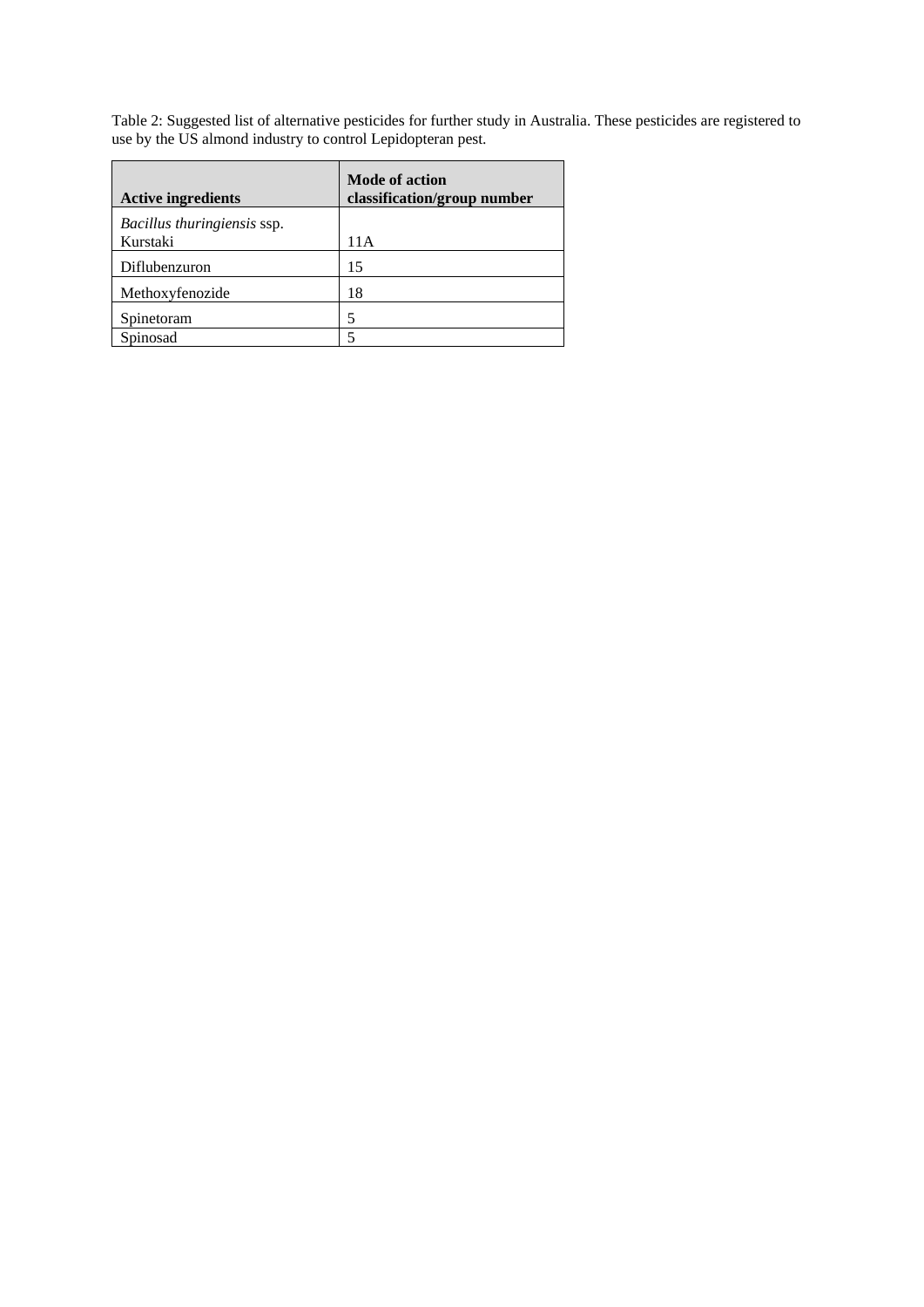Table 2: Suggested list of alternative pesticides for further study in Australia. These pesticides are registered to use by the US almond industry to control Lepidopteran pest.

| **Active ingredients** | **Mode of action classification/group number** |
|---|---|
| *Bacillus thuringiensis* ssp. Kurstaki | 11A |
| Diflubenzuron | 15 |
| Methoxyfenozide | 18 |
| Spinetoram | 5 |
| Spinosad | 5 |